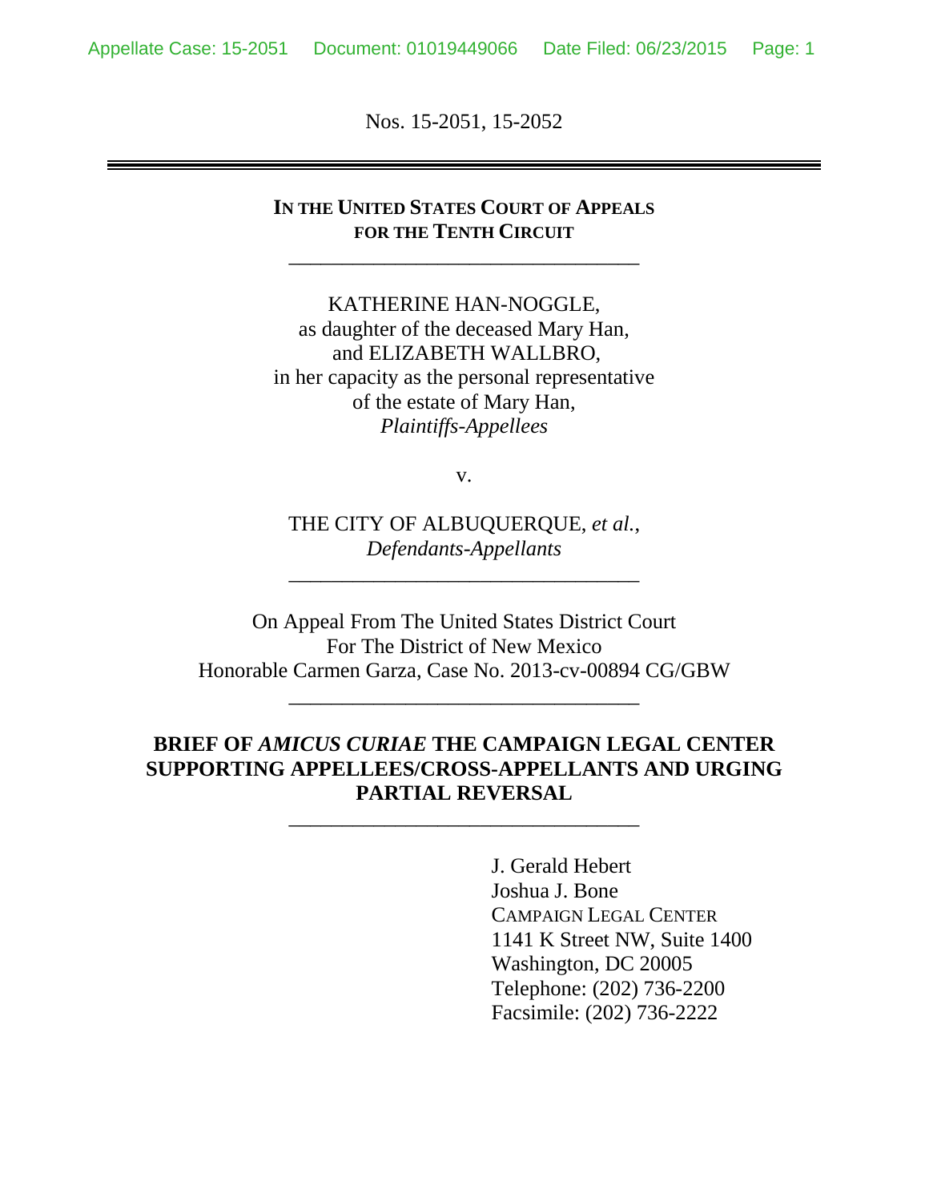Nos. 15-2051, 15-2052

---

**IN THE UNITED STATES COURT OF APPEALS FOR THE TENTH CIRCUIT**

---

KATHERINE HAN-NOGGLE,
as daughter of the deceased Mary Han,
and ELIZABETH WALLBRO,
in her capacity as the personal representative
of the estate of Mary Han,
*Plaintiffs-Appellees*

v.

THE CITY OF ALBUQUERQUE, *et al.*,
*Defendants-Appellants*

---

On Appeal From The United States District Court
For The District of New Mexico
Honorable Carmen Garza, Case No. 2013-cv-00894 CG/GBW

---

**BRIEF OF *AMICUS CURIAE* THE CAMPAIGN LEGAL CENTER SUPPORTING APPELLEES/CROSS-APPELLANTS AND URGING PARTIAL REVERSAL**

---

J. Gerald Hebert
Joshua J. Bone
CAMPAIGN LEGAL CENTER
1141 K Street NW, Suite 1400
Washington, DC 20005
Telephone: (202) 736-2200
Facsimile: (202) 736-2222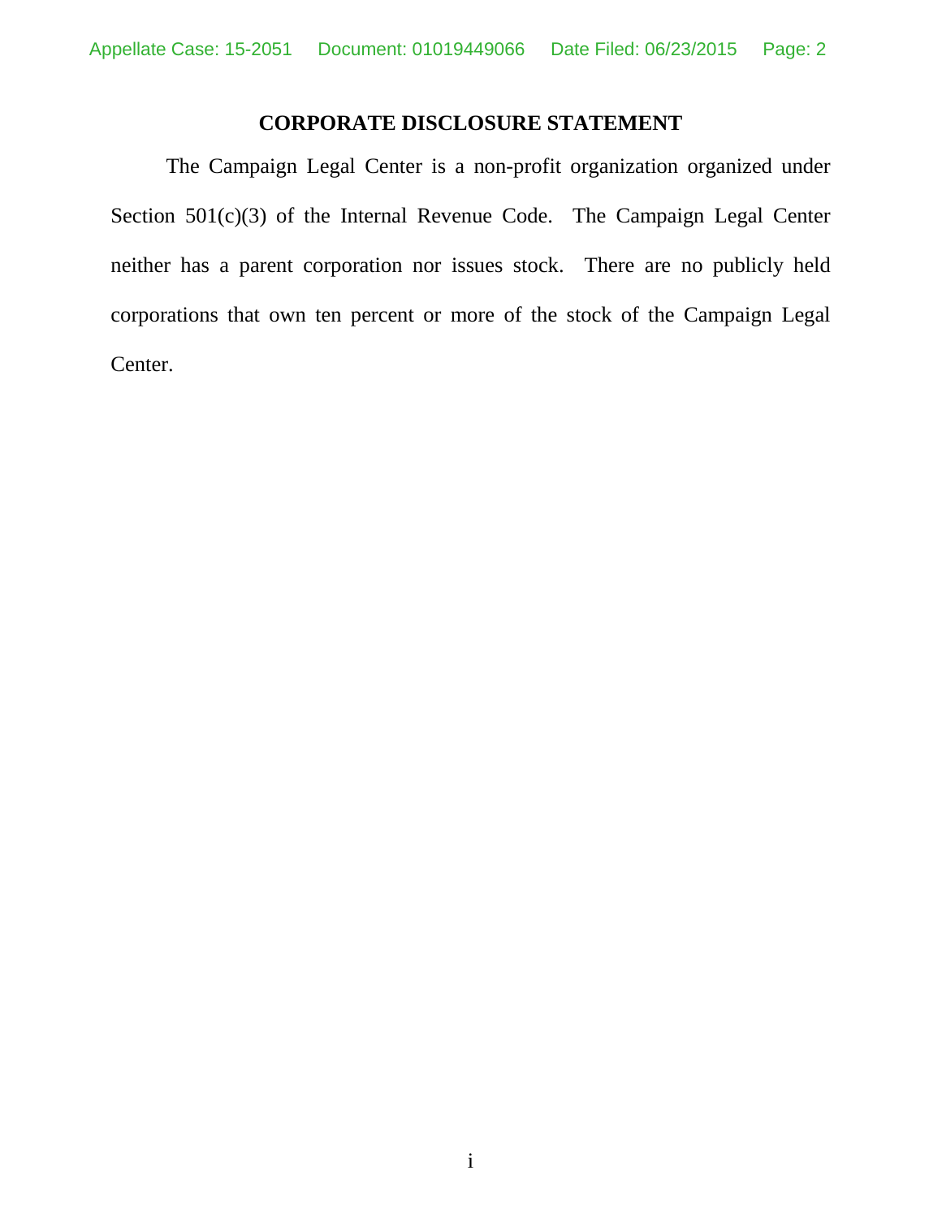## CORPORATE DISCLOSURE STATEMENT

The Campaign Legal Center is a non-profit organization organized under Section 501(c)(3) of the Internal Revenue Code. The Campaign Legal Center neither has a parent corporation nor issues stock. There are no publicly held corporations that own ten percent or more of the stock of the Campaign Legal Center.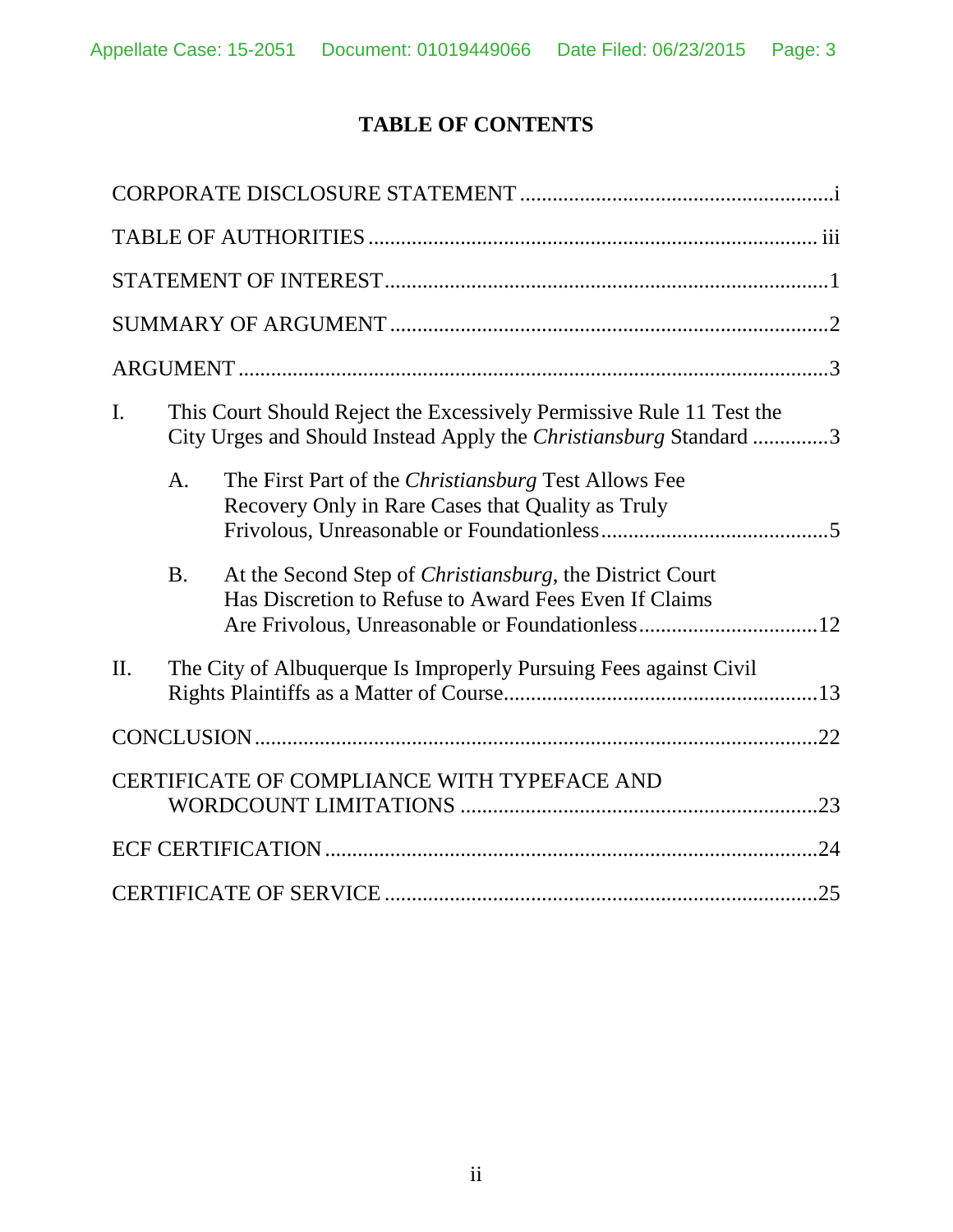# TABLE OF CONTENTS

CORPORATE DISCLOSURE STATEMENT .......................................................... i

TABLE OF AUTHORITIES .................................................................................. iii

STATEMENT OF INTEREST ................................................................................. 1

SUMMARY OF ARGUMENT ................................................................................. 2

ARGUMENT ........................................................................................................... 3

I. This Court Should Reject the Excessively Permissive Rule 11 Test the City Urges and Should Instead Apply the *Christiansburg* Standard ............. 3

   A. The First Part of the *Christiansburg* Test Allows Fee Recovery Only in Rare Cases that Quality as Truly Frivolous, Unreasonable or Foundationless .......................................... 5

   B. At the Second Step of *Christiansburg*, the District Court Has Discretion to Refuse to Award Fees Even If Claims Are Frivolous, Unreasonable or Foundationless ................................ 12

II. The City of Albuquerque Is Improperly Pursuing Fees against Civil Rights Plaintiffs as a Matter of Course .......................................................... 13

CONCLUSION ...................................................................................................... 22

CERTIFICATE OF COMPLIANCE WITH TYPEFACE AND WORDCOUNT LIMITATIONS ................................................................. 23

ECF CERTIFICATION .......................................................................................... 24

CERTIFICATE OF SERVICE ............................................................................... 25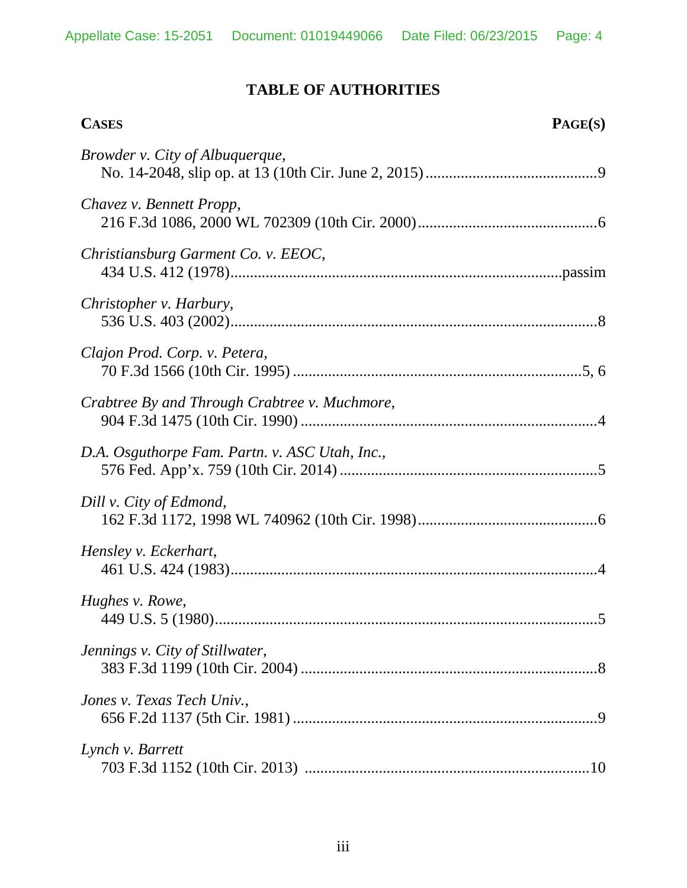# TABLE OF AUTHORITIES

| CASES | PAGE(S) |
|---|---|
| *Browder v. City of Albuquerque*, No. 14-2048, slip op. at 13 (10th Cir. June 2, 2015) | 9 |
| *Chavez v. Bennett Propp*, 216 F.3d 1086, 2000 WL 702309 (10th Cir. 2000) | 6 |
| *Christiansburg Garment Co. v. EEOC*, 434 U.S. 412 (1978) | passim |
| *Christopher v. Harbury*, 536 U.S. 403 (2002) | 8 |
| *Clajon Prod. Corp. v. Petera*, 70 F.3d 1566 (10th Cir. 1995) | 5, 6 |
| *Crabtree By and Through Crabtree v. Muchmore*, 904 F.3d 1475 (10th Cir. 1990) | 4 |
| *D.A. Osguthorpe Fam. Partn. v. ASC Utah, Inc.*, 576 Fed. App'x. 759 (10th Cir. 2014) | 5 |
| *Dill v. City of Edmond*, 162 F.3d 1172, 1998 WL 740962 (10th Cir. 1998) | 6 |
| *Hensley v. Eckerhart*, 461 U.S. 424 (1983) | 4 |
| *Hughes v. Rowe*, 449 U.S. 5 (1980) | 5 |
| *Jennings v. City of Stillwater*, 383 F.3d 1199 (10th Cir. 2004) | 8 |
| *Jones v. Texas Tech Univ.*, 656 F.2d 1137 (5th Cir. 1981) | 9 |
| *Lynch v. Barrett* 703 F.3d 1152 (10th Cir. 2013) | 10 |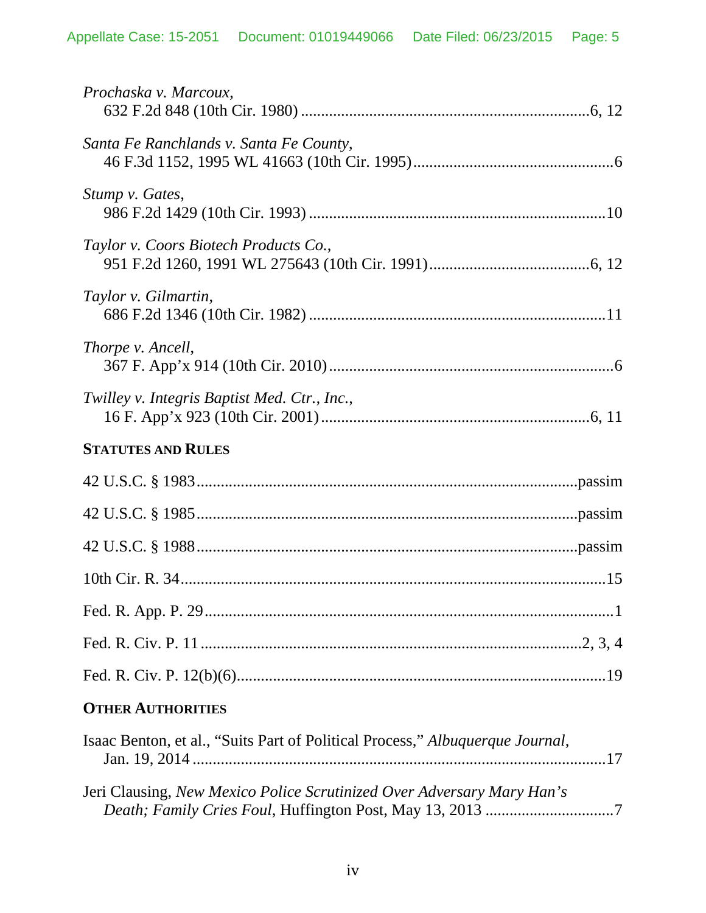*Prochaska v. Marcoux*,
632 F.2d 848 (10th Cir. 1980) ....................................................................6, 12

*Santa Fe Ranchlands v. Santa Fe County*,
46 F.3d 1152, 1995 WL 41663 (10th Cir. 1995) ..............................................6

*Stump v. Gates*,
986 F.2d 1429 (10th Cir. 1993) ......................................................................10

*Taylor v. Coors Biotech Products Co.*,
951 F.2d 1260, 1991 WL 275643 (10th Cir. 1991).......................................6, 12

*Taylor v. Gilmartin*,
686 F.2d 1346 (10th Cir. 1982) ......................................................................11

*Thorpe v. Ancell*,
367 F. App'x 914 (10th Cir. 2010)....................................................................6

*Twilley v. Integris Baptist Med. Ctr., Inc.*,
16 F. App'x 923 (10th Cir. 2001) ...............................................................6, 11

**STATUTES AND RULES**

42 U.S.C. § 1983..............................................................................................passim

42 U.S.C. § 1985..............................................................................................passim

42 U.S.C. § 1988..............................................................................................passim

10th Cir. R. 34.........................................................................................................15

Fed. R. App. P. 29......................................................................................................1

Fed. R. Civ. P. 11 ...............................................................................................2, 3, 4

Fed. R. Civ. P. 12(b)(6)............................................................................................19

**OTHER AUTHORITIES**

Isaac Benton, et al., "Suits Part of Political Process," *Albuquerque Journal*,
Jan. 19, 2014 .......................................................................................................17

Jeri Clausing, *New Mexico Police Scrutinized Over Adversary Mary Han's Death; Family Cries Foul*, Huffington Post, May 13, 2013 ................................7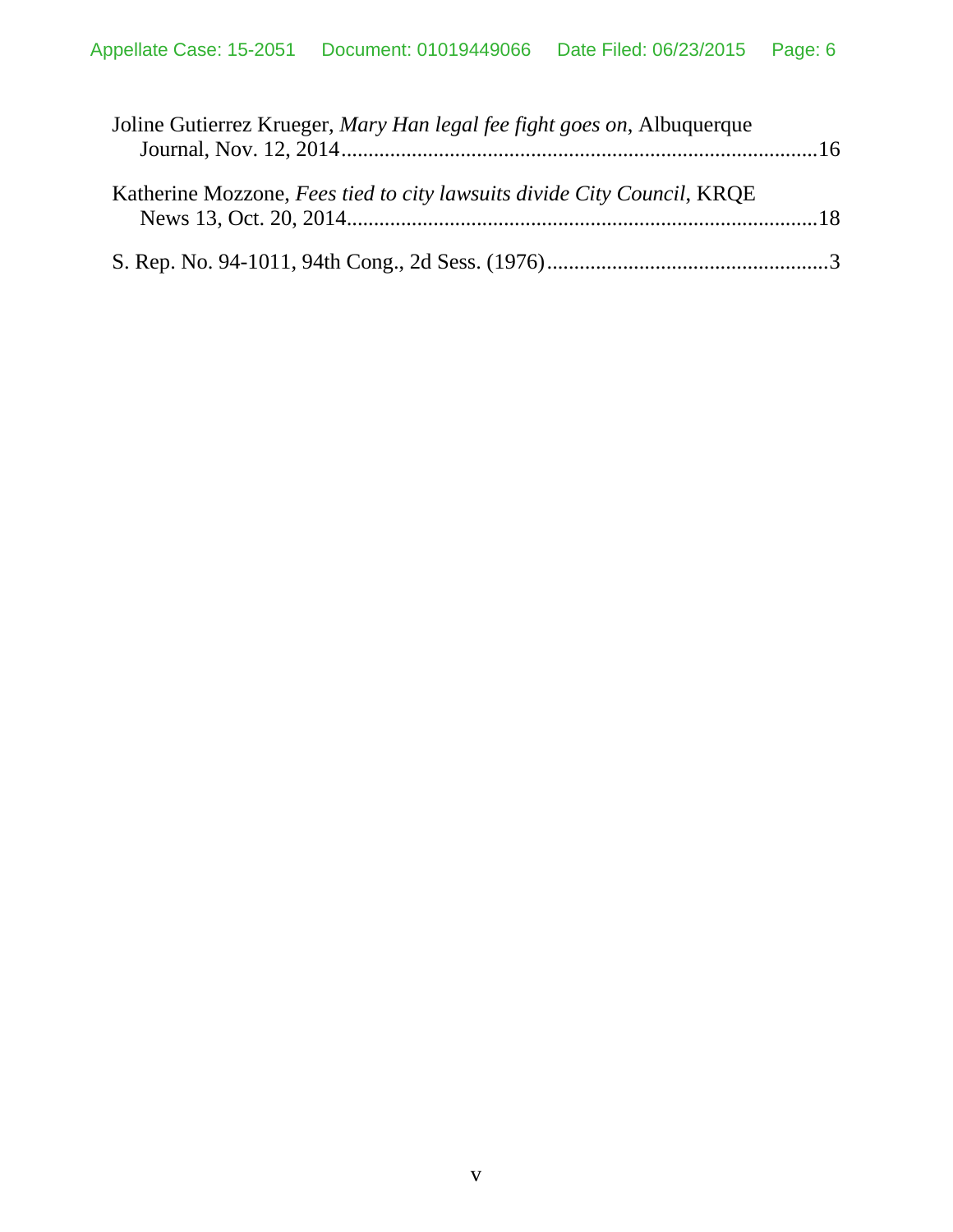Joline Gutierrez Krueger, *Mary Han legal fee fight goes on*, Albuquerque Journal, Nov. 12, 2014........................................................................................16

Katherine Mozzone, *Fees tied to city lawsuits divide City Council*, KRQE News 13, Oct. 20, 2014........................................................................................18

S. Rep. No. 94-1011, 94th Cong., 2d Sess. (1976)....................................................3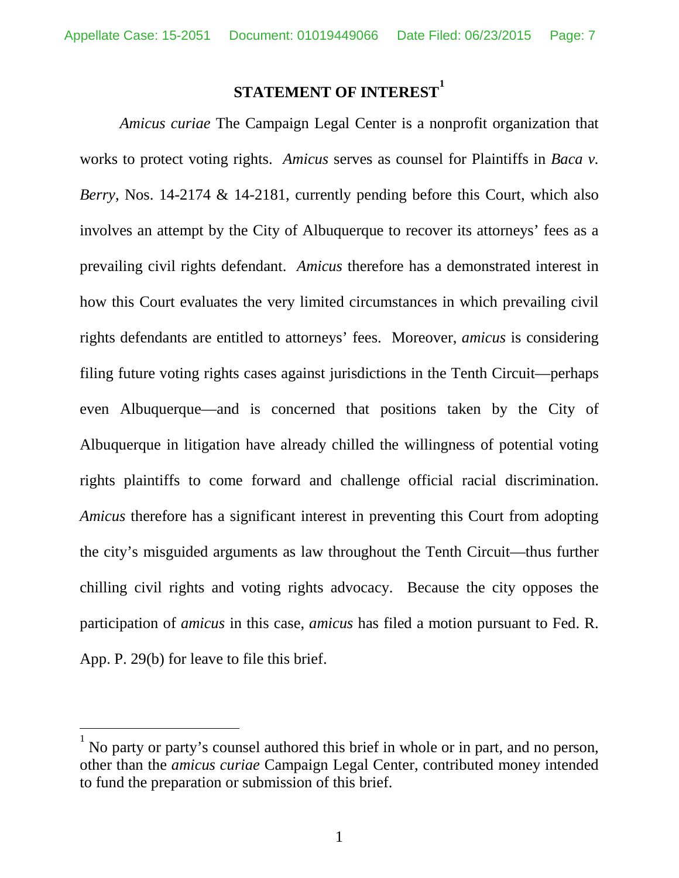## STATEMENT OF INTEREST[1]

*Amicus curiae* The Campaign Legal Center is a nonprofit organization that works to protect voting rights. *Amicus* serves as counsel for Plaintiffs in *Baca v. Berry*, Nos. 14-2174 & 14-2181, currently pending before this Court, which also involves an attempt by the City of Albuquerque to recover its attorneys' fees as a prevailing civil rights defendant. *Amicus* therefore has a demonstrated interest in how this Court evaluates the very limited circumstances in which prevailing civil rights defendants are entitled to attorneys' fees. Moreover, *amicus* is considering filing future voting rights cases against jurisdictions in the Tenth Circuit—perhaps even Albuquerque—and is concerned that positions taken by the City of Albuquerque in litigation have already chilled the willingness of potential voting rights plaintiffs to come forward and challenge official racial discrimination. *Amicus* therefore has a significant interest in preventing this Court from adopting the city's misguided arguments as law throughout the Tenth Circuit—thus further chilling civil rights and voting rights advocacy. Because the city opposes the participation of *amicus* in this case, *amicus* has filed a motion pursuant to Fed. R. App. P. 29(b) for leave to file this brief.

---

[1] No party or party's counsel authored this brief in whole or in part, and no person, other than the *amicus curiae* Campaign Legal Center, contributed money intended to fund the preparation or submission of this brief.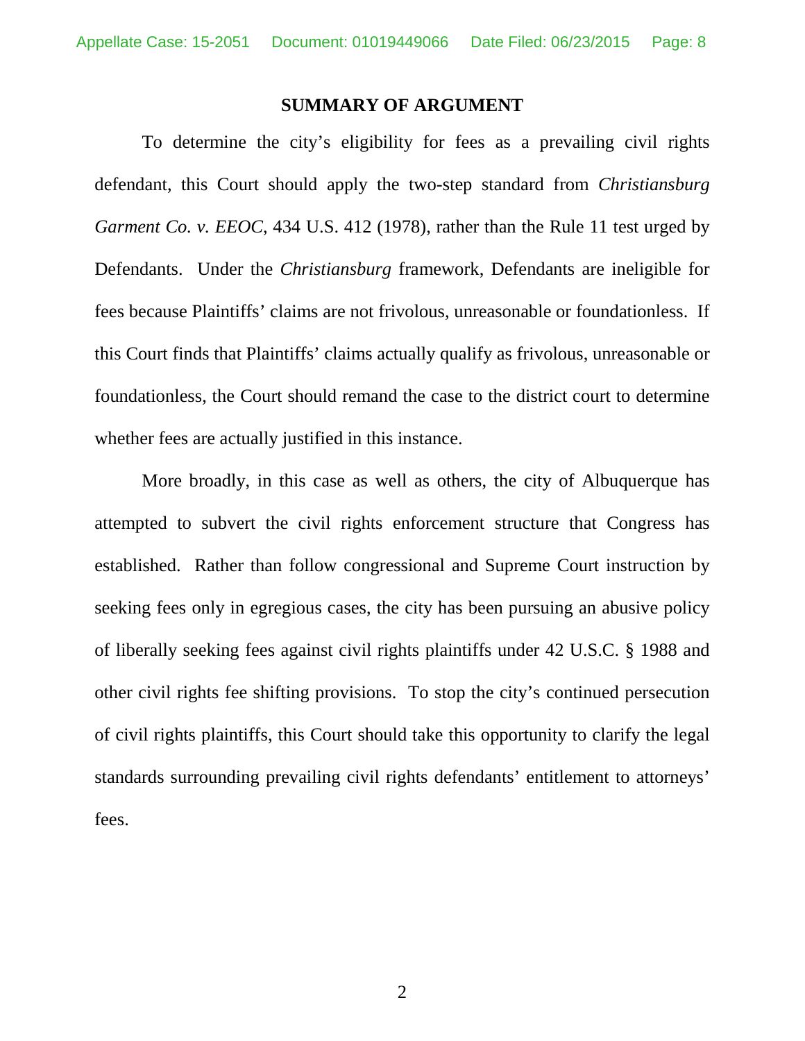## SUMMARY OF ARGUMENT

To determine the city's eligibility for fees as a prevailing civil rights defendant, this Court should apply the two-step standard from *Christiansburg Garment Co. v. EEOC*, 434 U.S. 412 (1978), rather than the Rule 11 test urged by Defendants. Under the *Christiansburg* framework, Defendants are ineligible for fees because Plaintiffs' claims are not frivolous, unreasonable or foundationless. If this Court finds that Plaintiffs' claims actually qualify as frivolous, unreasonable or foundationless, the Court should remand the case to the district court to determine whether fees are actually justified in this instance.

More broadly, in this case as well as others, the city of Albuquerque has attempted to subvert the civil rights enforcement structure that Congress has established. Rather than follow congressional and Supreme Court instruction by seeking fees only in egregious cases, the city has been pursuing an abusive policy of liberally seeking fees against civil rights plaintiffs under 42 U.S.C. § 1988 and other civil rights fee shifting provisions. To stop the city's continued persecution of civil rights plaintiffs, this Court should take this opportunity to clarify the legal standards surrounding prevailing civil rights defendants' entitlement to attorneys' fees.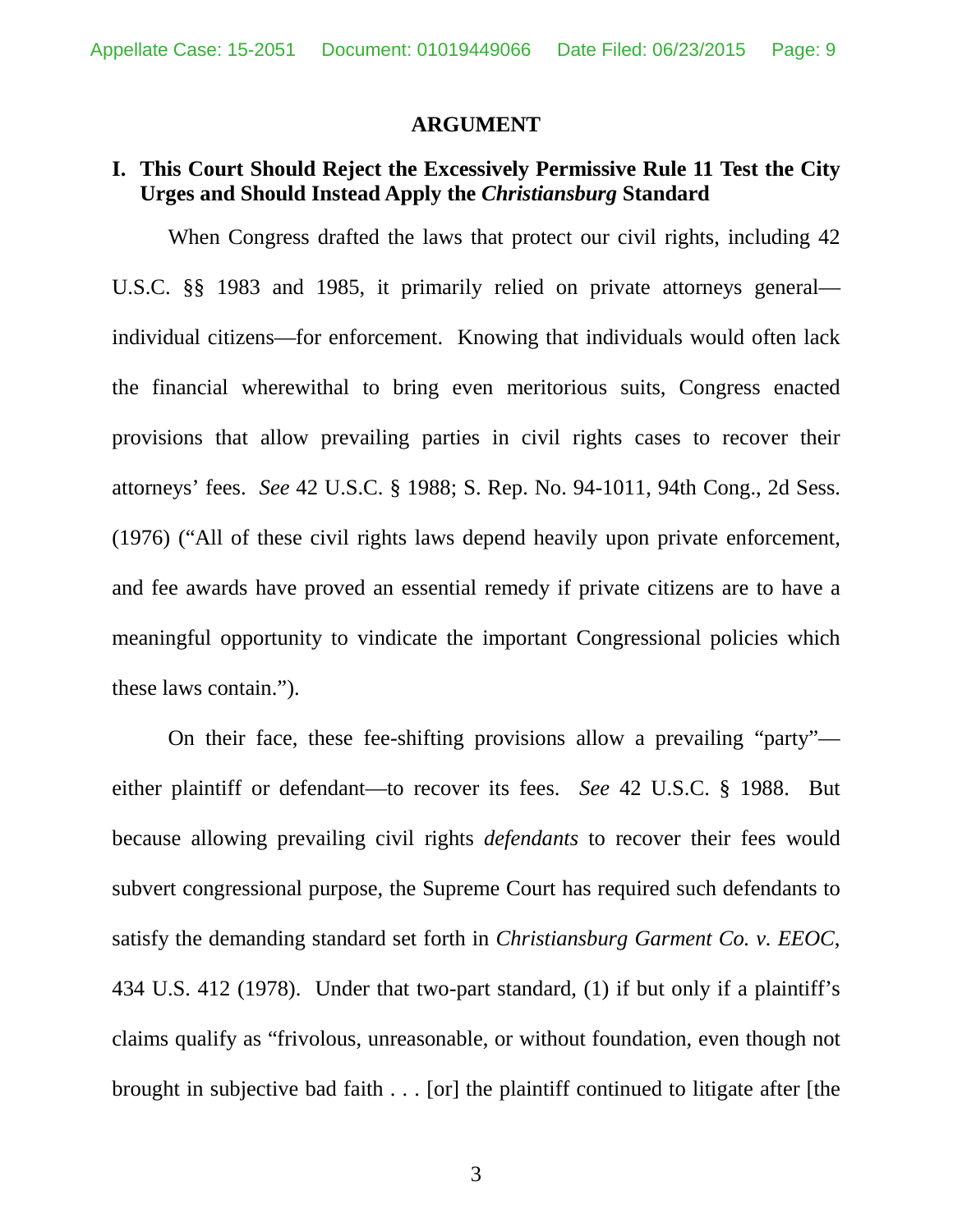## ARGUMENT

### I. This Court Should Reject the Excessively Permissive Rule 11 Test the City Urges and Should Instead Apply the *Christiansburg* Standard

When Congress drafted the laws that protect our civil rights, including 42 U.S.C. §§ 1983 and 1985, it primarily relied on private attorneys general—individual citizens—for enforcement. Knowing that individuals would often lack the financial wherewithal to bring even meritorious suits, Congress enacted provisions that allow prevailing parties in civil rights cases to recover their attorneys' fees. *See* 42 U.S.C. § 1988; S. Rep. No. 94-1011, 94th Cong., 2d Sess. (1976) ("All of these civil rights laws depend heavily upon private enforcement, and fee awards have proved an essential remedy if private citizens are to have a meaningful opportunity to vindicate the important Congressional policies which these laws contain.").

On their face, these fee-shifting provisions allow a prevailing "party"—either plaintiff or defendant—to recover its fees. *See* 42 U.S.C. § 1988. But because allowing prevailing civil rights *defendants* to recover their fees would subvert congressional purpose, the Supreme Court has required such defendants to satisfy the demanding standard set forth in *Christiansburg Garment Co. v. EEOC*, 434 U.S. 412 (1978). Under that two-part standard, (1) if but only if a plaintiff's claims qualify as "frivolous, unreasonable, or without foundation, even though not brought in subjective bad faith . . . [or] the plaintiff continued to litigate after [the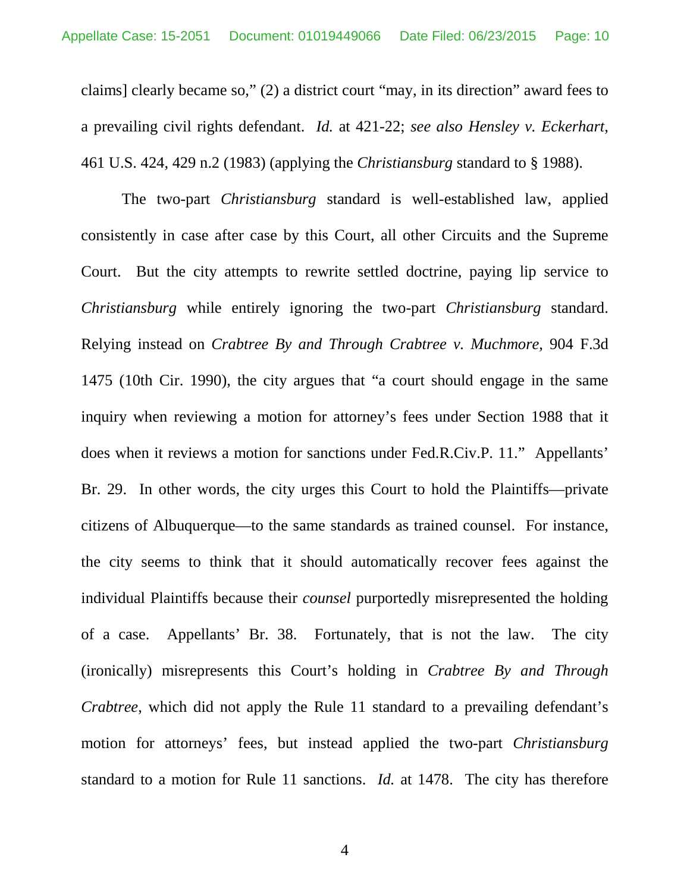claims] clearly became so," (2) a district court "may, in its direction" award fees to a prevailing civil rights defendant. *Id.* at 421-22; *see also Hensley v. Eckerhart*, 461 U.S. 424, 429 n.2 (1983) (applying the *Christiansburg* standard to § 1988).

The two-part *Christiansburg* standard is well-established law, applied consistently in case after case by this Court, all other Circuits and the Supreme Court. But the city attempts to rewrite settled doctrine, paying lip service to *Christiansburg* while entirely ignoring the two-part *Christiansburg* standard. Relying instead on *Crabtree By and Through Crabtree v. Muchmore*, 904 F.3d 1475 (10th Cir. 1990), the city argues that "a court should engage in the same inquiry when reviewing a motion for attorney's fees under Section 1988 that it does when it reviews a motion for sanctions under Fed.R.Civ.P. 11." Appellants' Br. 29. In other words, the city urges this Court to hold the Plaintiffs—private citizens of Albuquerque—to the same standards as trained counsel. For instance, the city seems to think that it should automatically recover fees against the individual Plaintiffs because their *counsel* purportedly misrepresented the holding of a case. Appellants' Br. 38. Fortunately, that is not the law. The city (ironically) misrepresents this Court's holding in *Crabtree By and Through Crabtree*, which did not apply the Rule 11 standard to a prevailing defendant's motion for attorneys' fees, but instead applied the two-part *Christiansburg* standard to a motion for Rule 11 sanctions. *Id.* at 1478. The city has therefore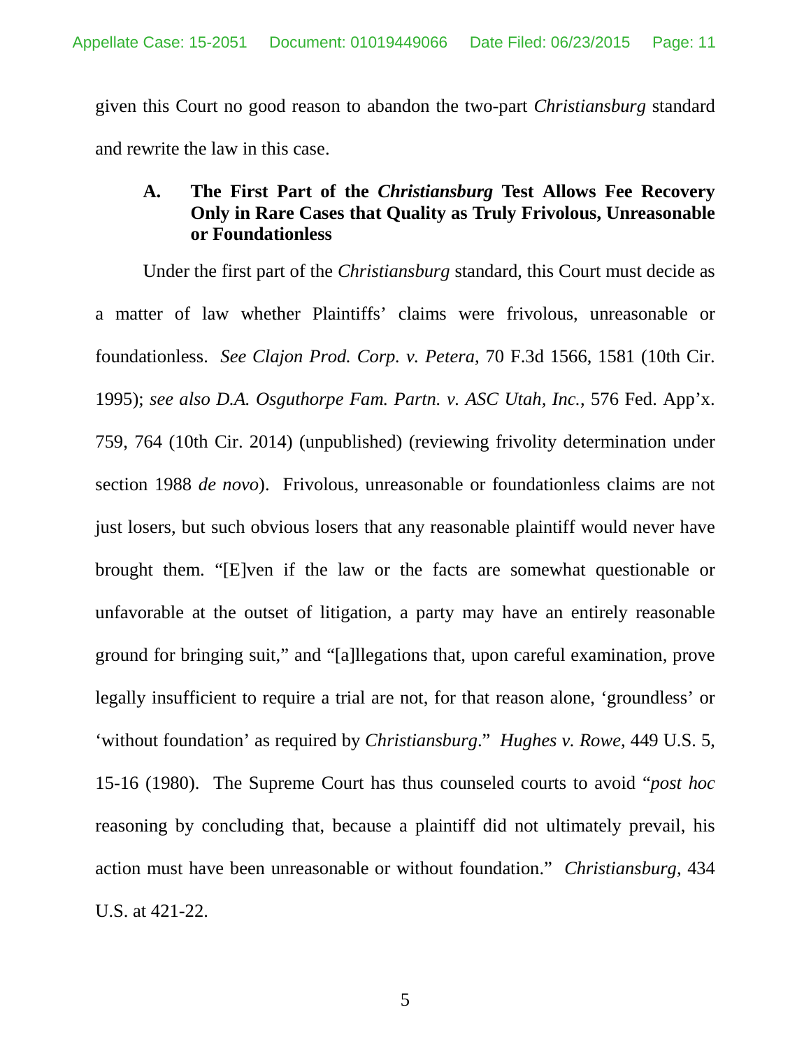given this Court no good reason to abandon the two-part *Christiansburg* standard and rewrite the law in this case.

### A. The First Part of the *Christiansburg* Test Allows Fee Recovery Only in Rare Cases that Quality as Truly Frivolous, Unreasonable or Foundationless

Under the first part of the *Christiansburg* standard, this Court must decide as a matter of law whether Plaintiffs' claims were frivolous, unreasonable or foundationless. *See Clajon Prod. Corp. v. Petera*, 70 F.3d 1566, 1581 (10th Cir. 1995); *see also D.A. Osguthorpe Fam. Partn. v. ASC Utah, Inc.*, 576 Fed. App'x. 759, 764 (10th Cir. 2014) (unpublished) (reviewing frivolity determination under section 1988 *de novo*). Frivolous, unreasonable or foundationless claims are not just losers, but such obvious losers that any reasonable plaintiff would never have brought them. "[E]ven if the law or the facts are somewhat questionable or unfavorable at the outset of litigation, a party may have an entirely reasonable ground for bringing suit," and "[a]llegations that, upon careful examination, prove legally insufficient to require a trial are not, for that reason alone, 'groundless' or 'without foundation' as required by *Christiansburg*." *Hughes v. Rowe*, 449 U.S. 5, 15-16 (1980). The Supreme Court has thus counseled courts to avoid "*post hoc* reasoning by concluding that, because a plaintiff did not ultimately prevail, his action must have been unreasonable or without foundation." *Christiansburg*, 434 U.S. at 421-22.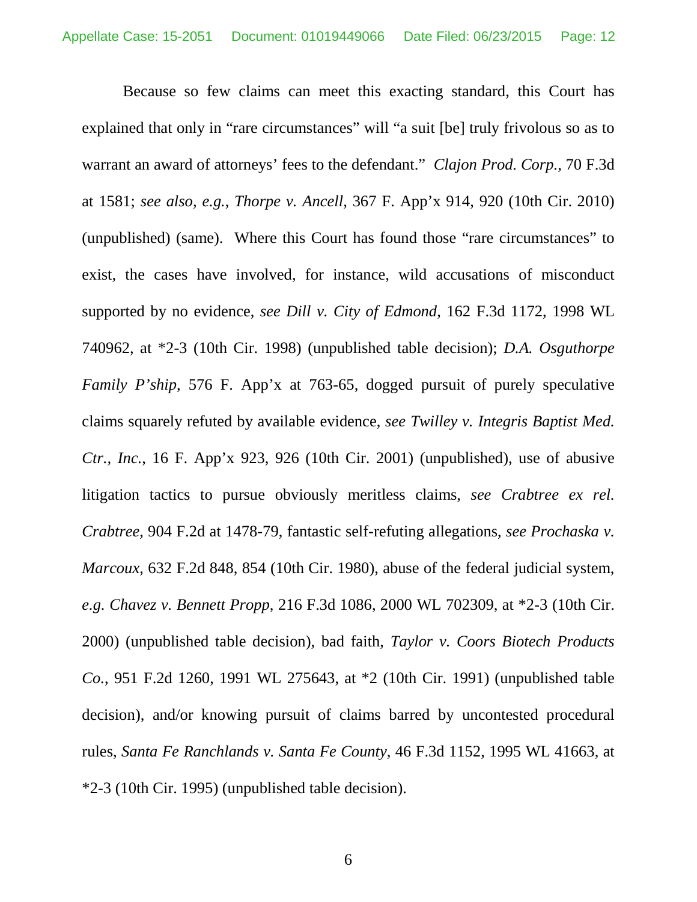Because so few claims can meet this exacting standard, this Court has explained that only in "rare circumstances" will "a suit [be] truly frivolous so as to warrant an award of attorneys' fees to the defendant." *Clajon Prod. Corp.*, 70 F.3d at 1581; *see also, e.g.*, *Thorpe v. Ancell*, 367 F. App'x 914, 920 (10th Cir. 2010) (unpublished) (same). Where this Court has found those "rare circumstances" to exist, the cases have involved, for instance, wild accusations of misconduct supported by no evidence, *see Dill v. City of Edmond*, 162 F.3d 1172, 1998 WL 740962, at *2-3 (10th Cir. 1998) (unpublished table decision); *D.A. Osguthorpe Family P'ship*, 576 F. App'x at 763-65, dogged pursuit of purely speculative claims squarely refuted by available evidence, *see Twilley v. Integris Baptist Med. Ctr., Inc.*, 16 F. App'x 923, 926 (10th Cir. 2001) (unpublished), use of abusive litigation tactics to pursue obviously meritless claims, *see Crabtree ex rel. Crabtree*, 904 F.2d at 1478-79, fantastic self-refuting allegations, *see Prochaska v. Marcoux*, 632 F.2d 848, 854 (10th Cir. 1980), abuse of the federal judicial system, *e.g. Chavez v. Bennett Propp*, 216 F.3d 1086, 2000 WL 702309, at *2-3 (10th Cir. 2000) (unpublished table decision), bad faith, *Taylor v. Coors Biotech Products Co.*, 951 F.2d 1260, 1991 WL 275643, at *2 (10th Cir. 1991) (unpublished table decision), and/or knowing pursuit of claims barred by uncontested procedural rules, *Santa Fe Ranchlands v. Santa Fe County*, 46 F.3d 1152, 1995 WL 41663, at *2-3 (10th Cir. 1995) (unpublished table decision).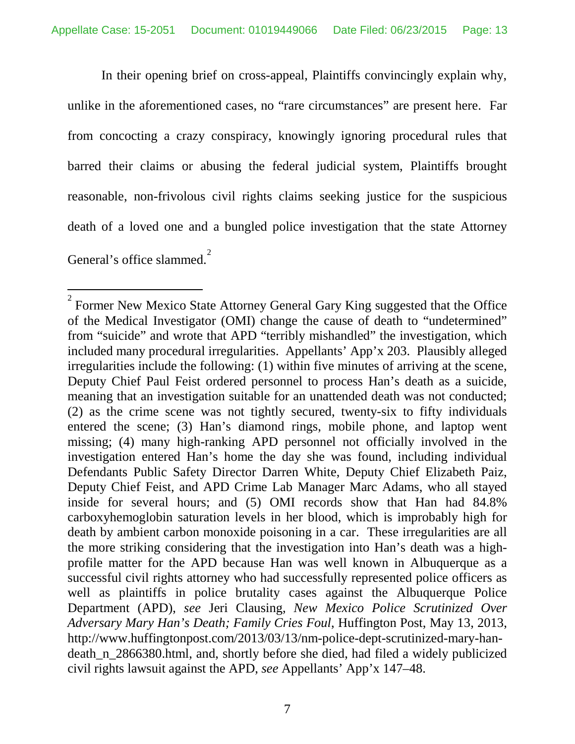In their opening brief on cross-appeal, Plaintiffs convincingly explain why, unlike in the aforementioned cases, no "rare circumstances" are present here. Far from concocting a crazy conspiracy, knowingly ignoring procedural rules that barred their claims or abusing the federal judicial system, Plaintiffs brought reasonable, non-frivolous civil rights claims seeking justice for the suspicious death of a loved one and a bungled police investigation that the state Attorney General's office slammed.[2]

---

[2] Former New Mexico State Attorney General Gary King suggested that the Office of the Medical Investigator (OMI) change the cause of death to "undetermined" from "suicide" and wrote that APD "terribly mishandled" the investigation, which included many procedural irregularities. Appellants' App'x 203. Plausibly alleged irregularities include the following: (1) within five minutes of arriving at the scene, Deputy Chief Paul Feist ordered personnel to process Han's death as a suicide, meaning that an investigation suitable for an unattended death was not conducted; (2) as the crime scene was not tightly secured, twenty-six to fifty individuals entered the scene; (3) Han's diamond rings, mobile phone, and laptop went missing; (4) many high-ranking APD personnel not officially involved in the investigation entered Han's home the day she was found, including individual Defendants Public Safety Director Darren White, Deputy Chief Elizabeth Paiz, Deputy Chief Feist, and APD Crime Lab Manager Marc Adams, who all stayed inside for several hours; and (5) OMI records show that Han had 84.8% carboxyhemoglobin saturation levels in her blood, which is improbably high for death by ambient carbon monoxide poisoning in a car. These irregularities are all the more striking considering that the investigation into Han's death was a high-profile matter for the APD because Han was well known in Albuquerque as a successful civil rights attorney who had successfully represented police officers as well as plaintiffs in police brutality cases against the Albuquerque Police Department (APD), *see* Jeri Clausing, *New Mexico Police Scrutinized Over Adversary Mary Han's Death; Family Cries Foul*, Huffington Post, May 13, 2013, http://www.huffingtonpost.com/2013/03/13/nm-police-dept-scrutinized-mary-han-death_n_2866380.html, and, shortly before she died, had filed a widely publicized civil rights lawsuit against the APD, *see* Appellants' App'x 147–48.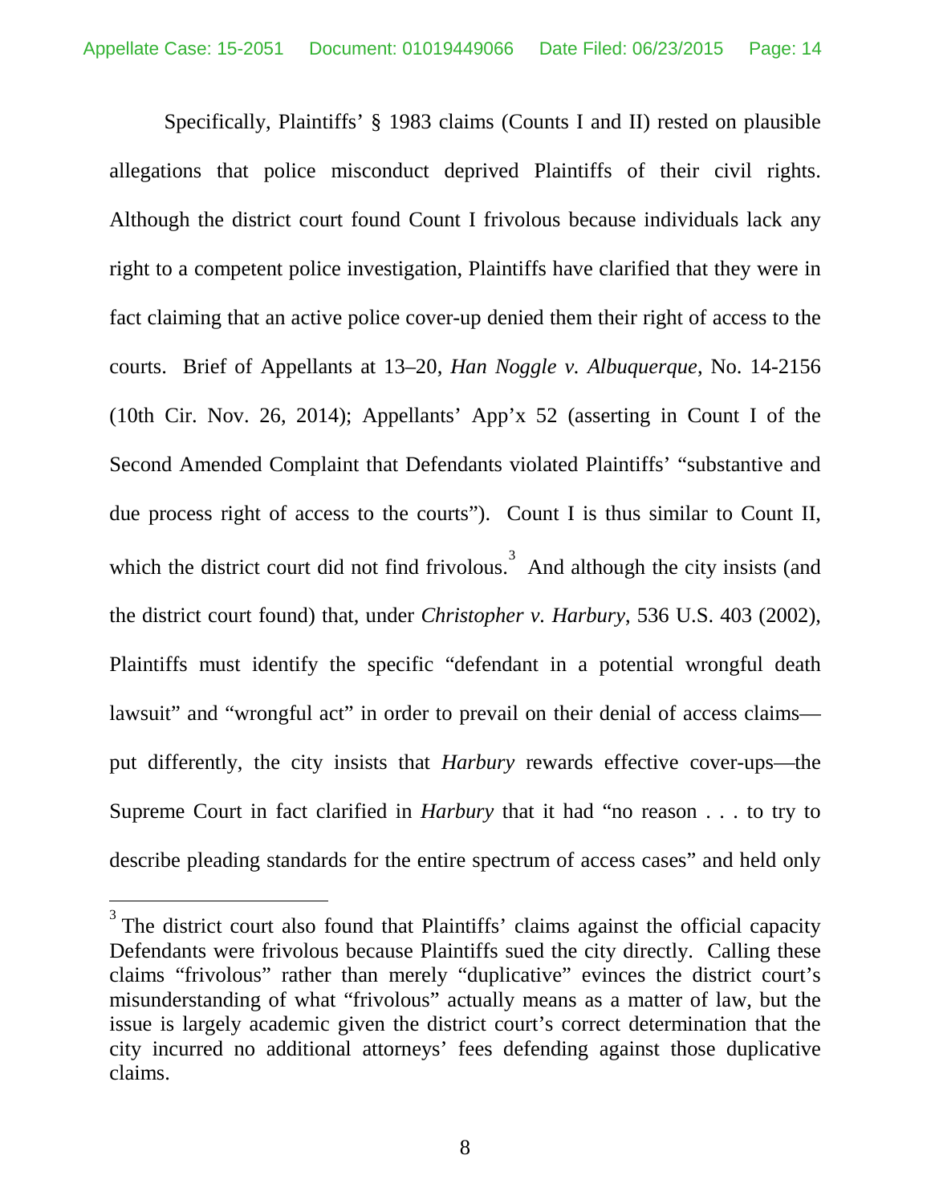Specifically, Plaintiffs' § 1983 claims (Counts I and II) rested on plausible allegations that police misconduct deprived Plaintiffs of their civil rights. Although the district court found Count I frivolous because individuals lack any right to a competent police investigation, Plaintiffs have clarified that they were in fact claiming that an active police cover-up denied them their right of access to the courts. Brief of Appellants at 13–20, *Han Noggle v. Albuquerque*, No. 14-2156 (10th Cir. Nov. 26, 2014); Appellants' App'x 52 (asserting in Count I of the Second Amended Complaint that Defendants violated Plaintiffs' "substantive and due process right of access to the courts"). Count I is thus similar to Count II, which the district court did not find frivolous.[3] And although the city insists (and the district court found) that, under *Christopher v. Harbury*, 536 U.S. 403 (2002), Plaintiffs must identify the specific "defendant in a potential wrongful death lawsuit" and "wrongful act" in order to prevail on their denial of access claims—put differently, the city insists that *Harbury* rewards effective cover-ups—the Supreme Court in fact clarified in *Harbury* that it had "no reason . . . to try to describe pleading standards for the entire spectrum of access cases" and held only

[3] The district court also found that Plaintiffs' claims against the official capacity Defendants were frivolous because Plaintiffs sued the city directly. Calling these claims "frivolous" rather than merely "duplicative" evinces the district court's misunderstanding of what "frivolous" actually means as a matter of law, but the issue is largely academic given the district court's correct determination that the city incurred no additional attorneys' fees defending against those duplicative claims.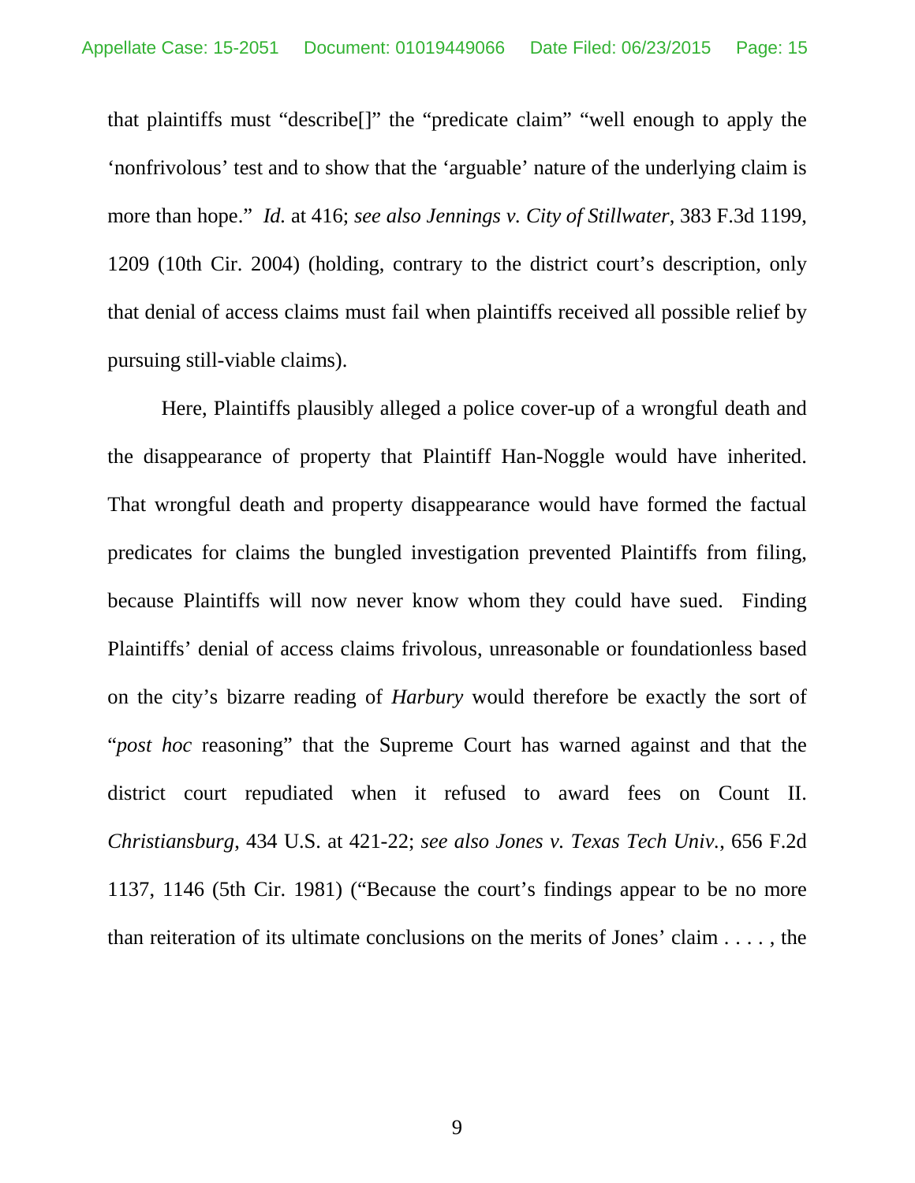that plaintiffs must "describe[]" the "predicate claim" "well enough to apply the 'nonfrivolous' test and to show that the 'arguable' nature of the underlying claim is more than hope." *Id.* at 416; *see also Jennings v. City of Stillwater*, 383 F.3d 1199, 1209 (10th Cir. 2004) (holding, contrary to the district court's description, only that denial of access claims must fail when plaintiffs received all possible relief by pursuing still-viable claims).

Here, Plaintiffs plausibly alleged a police cover-up of a wrongful death and the disappearance of property that Plaintiff Han-Noggle would have inherited. That wrongful death and property disappearance would have formed the factual predicates for claims the bungled investigation prevented Plaintiffs from filing, because Plaintiffs will now never know whom they could have sued. Finding Plaintiffs' denial of access claims frivolous, unreasonable or foundationless based on the city's bizarre reading of *Harbury* would therefore be exactly the sort of "*post hoc* reasoning" that the Supreme Court has warned against and that the district court repudiated when it refused to award fees on Count II. *Christiansburg*, 434 U.S. at 421-22; *see also Jones v. Texas Tech Univ.*, 656 F.2d 1137, 1146 (5th Cir. 1981) ("Because the court's findings appear to be no more than reiteration of its ultimate conclusions on the merits of Jones' claim . . . . , the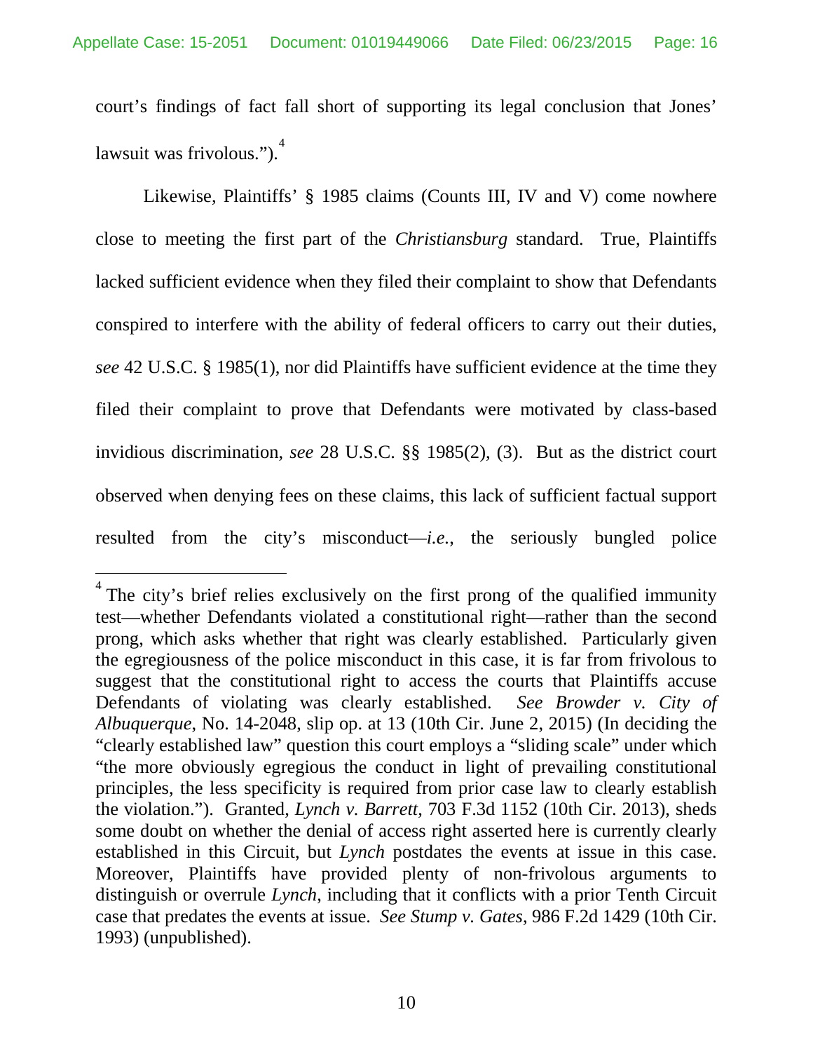court's findings of fact fall short of supporting its legal conclusion that Jones' lawsuit was frivolous.").[4]

Likewise, Plaintiffs' § 1985 claims (Counts III, IV and V) come nowhere close to meeting the first part of the *Christiansburg* standard. True, Plaintiffs lacked sufficient evidence when they filed their complaint to show that Defendants conspired to interfere with the ability of federal officers to carry out their duties, *see* 42 U.S.C. § 1985(1), nor did Plaintiffs have sufficient evidence at the time they filed their complaint to prove that Defendants were motivated by class-based invidious discrimination, *see* 28 U.S.C. §§ 1985(2), (3). But as the district court observed when denying fees on these claims, this lack of sufficient factual support resulted from the city's misconduct—*i.e.*, the seriously bungled police

[4] The city's brief relies exclusively on the first prong of the qualified immunity test—whether Defendants violated a constitutional right—rather than the second prong, which asks whether that right was clearly established. Particularly given the egregiousness of the police misconduct in this case, it is far from frivolous to suggest that the constitutional right to access the courts that Plaintiffs accuse Defendants of violating was clearly established. *See Browder v. City of Albuquerque*, No. 14-2048, slip op. at 13 (10th Cir. June 2, 2015) (In deciding the "clearly established law" question this court employs a "sliding scale" under which "the more obviously egregious the conduct in light of prevailing constitutional principles, the less specificity is required from prior case law to clearly establish the violation."). Granted, *Lynch v. Barrett*, 703 F.3d 1152 (10th Cir. 2013), sheds some doubt on whether the denial of access right asserted here is currently clearly established in this Circuit, but *Lynch* postdates the events at issue in this case. Moreover, Plaintiffs have provided plenty of non-frivolous arguments to distinguish or overrule *Lynch*, including that it conflicts with a prior Tenth Circuit case that predates the events at issue. *See Stump v. Gates*, 986 F.2d 1429 (10th Cir. 1993) (unpublished).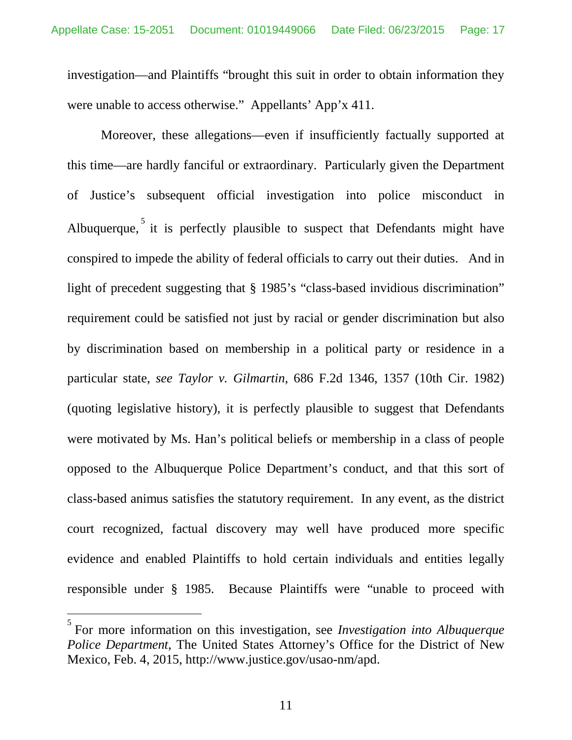investigation—and Plaintiffs "brought this suit in order to obtain information they were unable to access otherwise." Appellants' App'x 411.

Moreover, these allegations—even if insufficiently factually supported at this time—are hardly fanciful or extraordinary. Particularly given the Department of Justice's subsequent official investigation into police misconduct in Albuquerque,[5] it is perfectly plausible to suspect that Defendants might have conspired to impede the ability of federal officials to carry out their duties. And in light of precedent suggesting that § 1985's "class-based invidious discrimination" requirement could be satisfied not just by racial or gender discrimination but also by discrimination based on membership in a political party or residence in a particular state, *see Taylor v. Gilmartin*, 686 F.2d 1346, 1357 (10th Cir. 1982) (quoting legislative history), it is perfectly plausible to suggest that Defendants were motivated by Ms. Han's political beliefs or membership in a class of people opposed to the Albuquerque Police Department's conduct, and that this sort of class-based animus satisfies the statutory requirement. In any event, as the district court recognized, factual discovery may well have produced more specific evidence and enabled Plaintiffs to hold certain individuals and entities legally responsible under § 1985. Because Plaintiffs were "unable to proceed with

---

[5] For more information on this investigation, see *Investigation into Albuquerque Police Department*, The United States Attorney's Office for the District of New Mexico, Feb. 4, 2015, http://www.justice.gov/usao-nm/apd.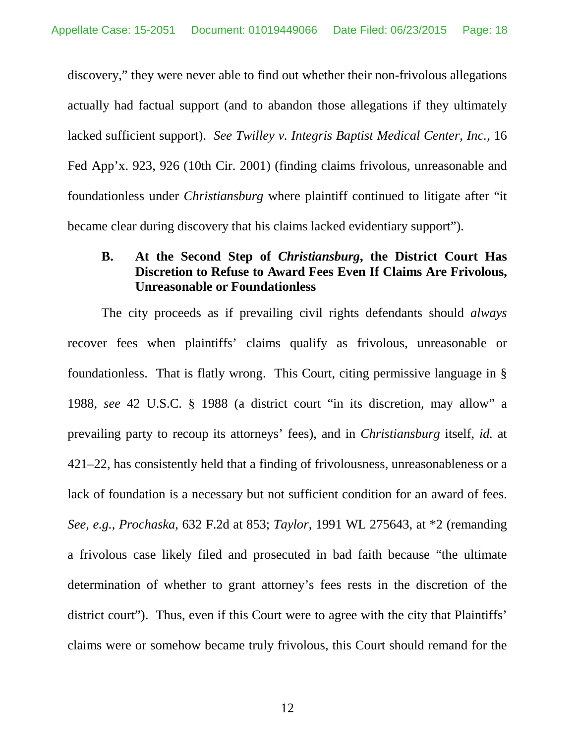discovery," they were never able to find out whether their non-frivolous allegations actually had factual support (and to abandon those allegations if they ultimately lacked sufficient support). *See Twilley v. Integris Baptist Medical Center, Inc.*, 16 Fed App'x. 923, 926 (10th Cir. 2001) (finding claims frivolous, unreasonable and foundationless under *Christiansburg* where plaintiff continued to litigate after "it became clear during discovery that his claims lacked evidentiary support").

### B. At the Second Step of *Christiansburg*, the District Court Has Discretion to Refuse to Award Fees Even If Claims Are Frivolous, Unreasonable or Foundationless

The city proceeds as if prevailing civil rights defendants should *always* recover fees when plaintiffs' claims qualify as frivolous, unreasonable or foundationless. That is flatly wrong. This Court, citing permissive language in § 1988, *see* 42 U.S.C. § 1988 (a district court "in its discretion, may allow" a prevailing party to recoup its attorneys' fees), and in *Christiansburg* itself, *id.* at 421–22, has consistently held that a finding of frivolousness, unreasonableness or a lack of foundation is a necessary but not sufficient condition for an award of fees. *See, e.g.*, *Prochaska*, 632 F.2d at 853; *Taylor*, 1991 WL 275643, at *2 (remanding a frivolous case likely filed and prosecuted in bad faith because "the ultimate determination of whether to grant attorney's fees rests in the discretion of the district court"). Thus, even if this Court were to agree with the city that Plaintiffs' claims were or somehow became truly frivolous, this Court should remand for the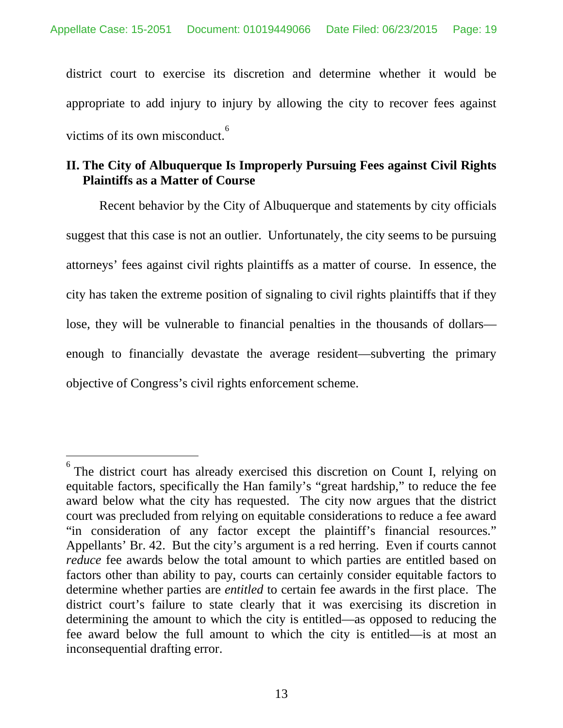district court to exercise its discretion and determine whether it would be appropriate to add injury to injury by allowing the city to recover fees against victims of its own misconduct.[6]

## II. The City of Albuquerque Is Improperly Pursuing Fees against Civil Rights Plaintiffs as a Matter of Course

Recent behavior by the City of Albuquerque and statements by city officials suggest that this case is not an outlier. Unfortunately, the city seems to be pursuing attorneys' fees against civil rights plaintiffs as a matter of course. In essence, the city has taken the extreme position of signaling to civil rights plaintiffs that if they lose, they will be vulnerable to financial penalties in the thousands of dollars—enough to financially devastate the average resident—subverting the primary objective of Congress's civil rights enforcement scheme.

---

[6] The district court has already exercised this discretion on Count I, relying on equitable factors, specifically the Han family's "great hardship," to reduce the fee award below what the city has requested. The city now argues that the district court was precluded from relying on equitable considerations to reduce a fee award "in consideration of any factor except the plaintiff's financial resources." Appellants' Br. 42. But the city's argument is a red herring. Even if courts cannot *reduce* fee awards below the total amount to which parties are entitled based on factors other than ability to pay, courts can certainly consider equitable factors to determine whether parties are *entitled* to certain fee awards in the first place. The district court's failure to state clearly that it was exercising its discretion in determining the amount to which the city is entitled—as opposed to reducing the fee award below the full amount to which the city is entitled—is at most an inconsequential drafting error.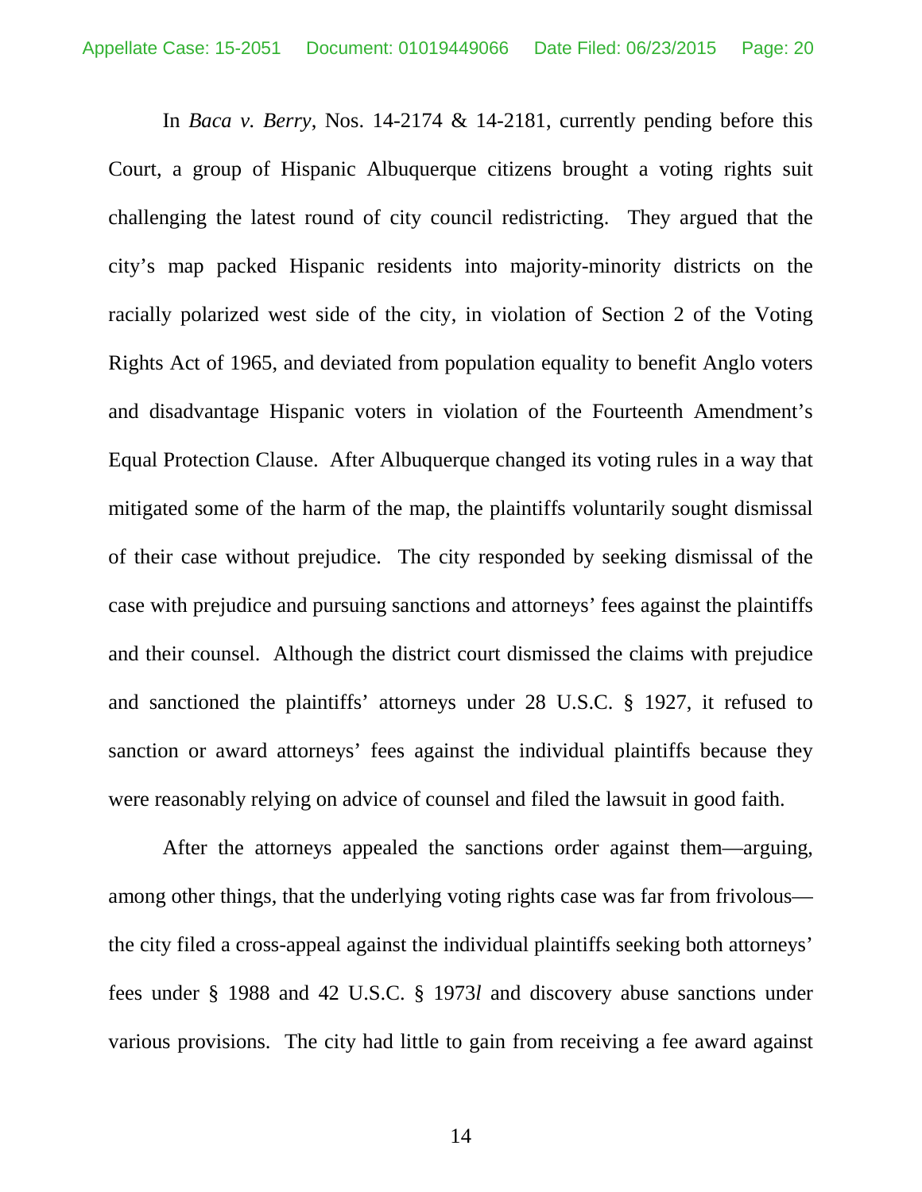In *Baca v. Berry*, Nos. 14-2174 & 14-2181, currently pending before this Court, a group of Hispanic Albuquerque citizens brought a voting rights suit challenging the latest round of city council redistricting. They argued that the city's map packed Hispanic residents into majority-minority districts on the racially polarized west side of the city, in violation of Section 2 of the Voting Rights Act of 1965, and deviated from population equality to benefit Anglo voters and disadvantage Hispanic voters in violation of the Fourteenth Amendment's Equal Protection Clause. After Albuquerque changed its voting rules in a way that mitigated some of the harm of the map, the plaintiffs voluntarily sought dismissal of their case without prejudice. The city responded by seeking dismissal of the case with prejudice and pursuing sanctions and attorneys' fees against the plaintiffs and their counsel. Although the district court dismissed the claims with prejudice and sanctioned the plaintiffs' attorneys under 28 U.S.C. § 1927, it refused to sanction or award attorneys' fees against the individual plaintiffs because they were reasonably relying on advice of counsel and filed the lawsuit in good faith.

After the attorneys appealed the sanctions order against them—arguing, among other things, that the underlying voting rights case was far from frivolous—the city filed a cross-appeal against the individual plaintiffs seeking both attorneys' fees under § 1988 and 42 U.S.C. § 1973*l* and discovery abuse sanctions under various provisions. The city had little to gain from receiving a fee award against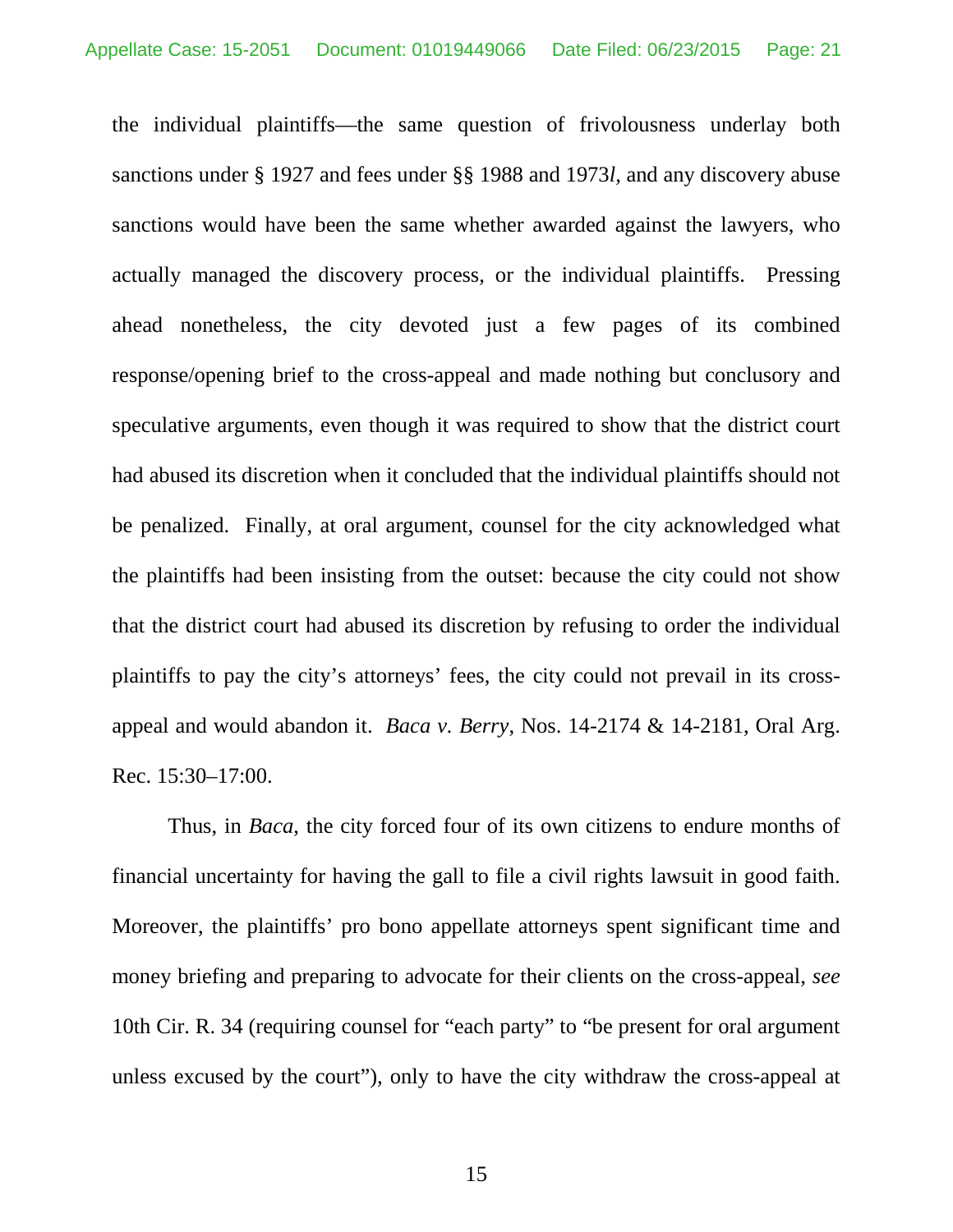the individual plaintiffs—the same question of frivolousness underlay both sanctions under § 1927 and fees under §§ 1988 and 1973*l*, and any discovery abuse sanctions would have been the same whether awarded against the lawyers, who actually managed the discovery process, or the individual plaintiffs. Pressing ahead nonetheless, the city devoted just a few pages of its combined response/opening brief to the cross-appeal and made nothing but conclusory and speculative arguments, even though it was required to show that the district court had abused its discretion when it concluded that the individual plaintiffs should not be penalized. Finally, at oral argument, counsel for the city acknowledged what the plaintiffs had been insisting from the outset: because the city could not show that the district court had abused its discretion by refusing to order the individual plaintiffs to pay the city's attorneys' fees, the city could not prevail in its cross-appeal and would abandon it. *Baca v. Berry*, Nos. 14-2174 & 14-2181, Oral Arg. Rec. 15:30–17:00.

Thus, in *Baca*, the city forced four of its own citizens to endure months of financial uncertainty for having the gall to file a civil rights lawsuit in good faith. Moreover, the plaintiffs' pro bono appellate attorneys spent significant time and money briefing and preparing to advocate for their clients on the cross-appeal, *see* 10th Cir. R. 34 (requiring counsel for "each party" to "be present for oral argument unless excused by the court"), only to have the city withdraw the cross-appeal at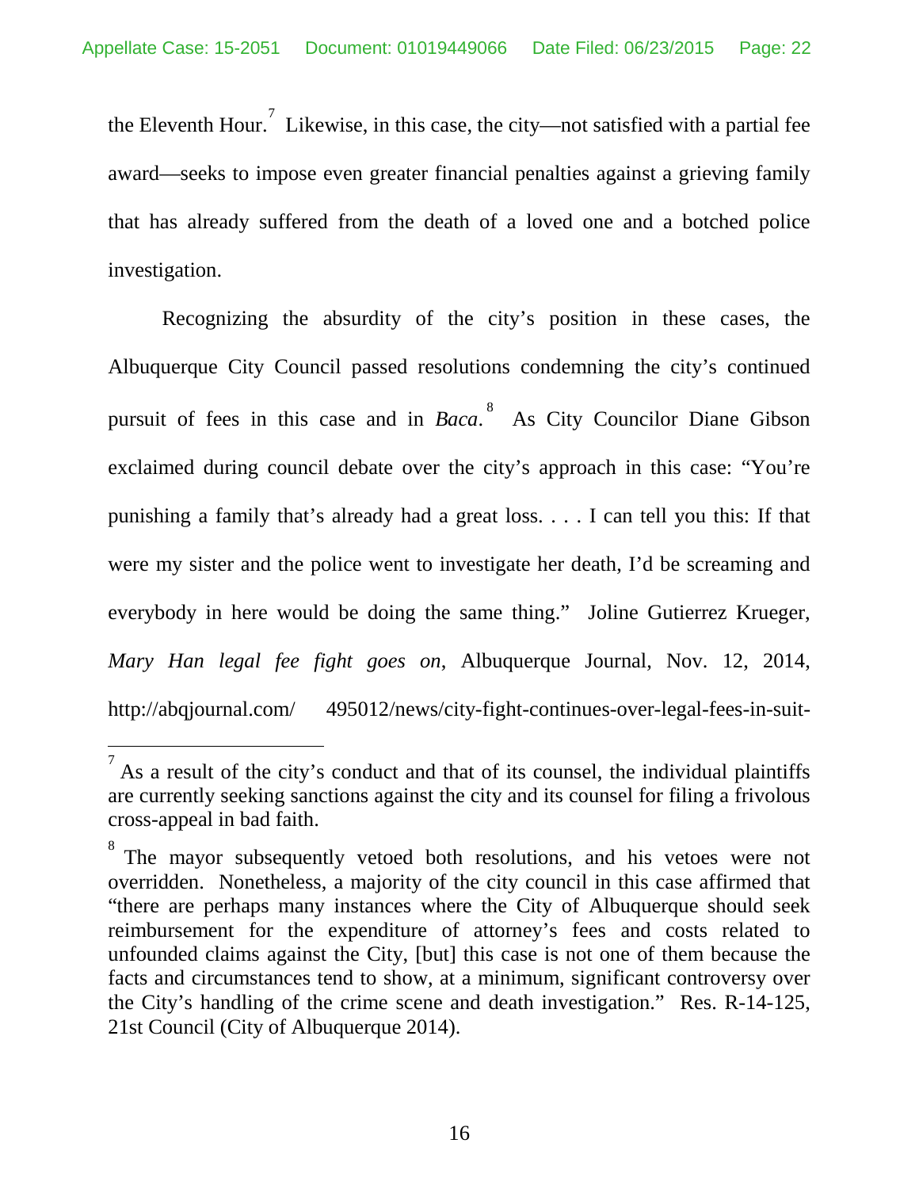the Eleventh Hour.[7] Likewise, in this case, the city—not satisfied with a partial fee award—seeks to impose even greater financial penalties against a grieving family that has already suffered from the death of a loved one and a botched police investigation.

Recognizing the absurdity of the city's position in these cases, the Albuquerque City Council passed resolutions condemning the city's continued pursuit of fees in this case and in *Baca*.[8] As City Councilor Diane Gibson exclaimed during council debate over the city's approach in this case: "You're punishing a family that's already had a great loss. . . . I can tell you this: If that were my sister and the police went to investigate her death, I'd be screaming and everybody in here would be doing the same thing." Joline Gutierrez Krueger, *Mary Han legal fee fight goes on*, Albuquerque Journal, Nov. 12, 2014, http://abqjournal.com/ 495012/news/city-fight-continues-over-legal-fees-in-suit-

---

[7] As a result of the city's conduct and that of its counsel, the individual plaintiffs are currently seeking sanctions against the city and its counsel for filing a frivolous cross-appeal in bad faith.

[8] The mayor subsequently vetoed both resolutions, and his vetoes were not overridden. Nonetheless, a majority of the city council in this case affirmed that "there are perhaps many instances where the City of Albuquerque should seek reimbursement for the expenditure of attorney's fees and costs related to unfounded claims against the City, [but] this case is not one of them because the facts and circumstances tend to show, at a minimum, significant controversy over the City's handling of the crime scene and death investigation." Res. R-14-125, 21st Council (City of Albuquerque 2014).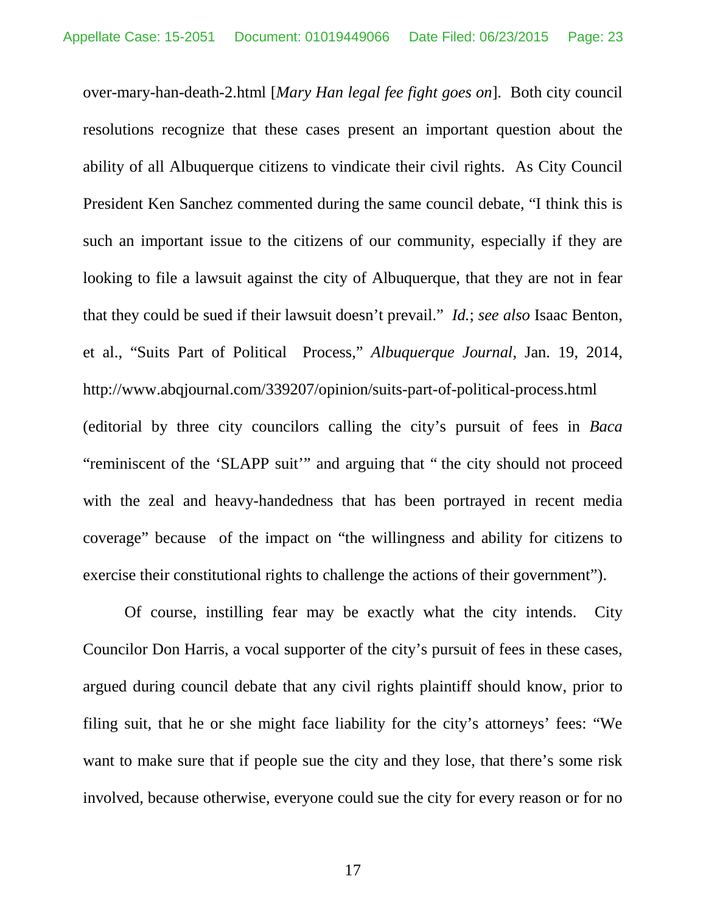over-mary-han-death-2.html [*Mary Han legal fee fight goes on*]. Both city council resolutions recognize that these cases present an important question about the ability of all Albuquerque citizens to vindicate their civil rights. As City Council President Ken Sanchez commented during the same council debate, "I think this is such an important issue to the citizens of our community, especially if they are looking to file a lawsuit against the city of Albuquerque, that they are not in fear that they could be sued if their lawsuit doesn't prevail." *Id.*; *see also* Isaac Benton, et al., "Suits Part of Political Process," *Albuquerque Journal*, Jan. 19, 2014, http://www.abqjournal.com/339207/opinion/suits-part-of-political-process.html (editorial by three city councilors calling the city's pursuit of fees in *Baca* "reminiscent of the 'SLAPP suit'" and arguing that " the city should not proceed with the zeal and heavy-handedness that has been portrayed in recent media coverage" because of the impact on "the willingness and ability for citizens to exercise their constitutional rights to challenge the actions of their government").

Of course, instilling fear may be exactly what the city intends. City Councilor Don Harris, a vocal supporter of the city's pursuit of fees in these cases, argued during council debate that any civil rights plaintiff should know, prior to filing suit, that he or she might face liability for the city's attorneys' fees: "We want to make sure that if people sue the city and they lose, that there's some risk involved, because otherwise, everyone could sue the city for every reason or for no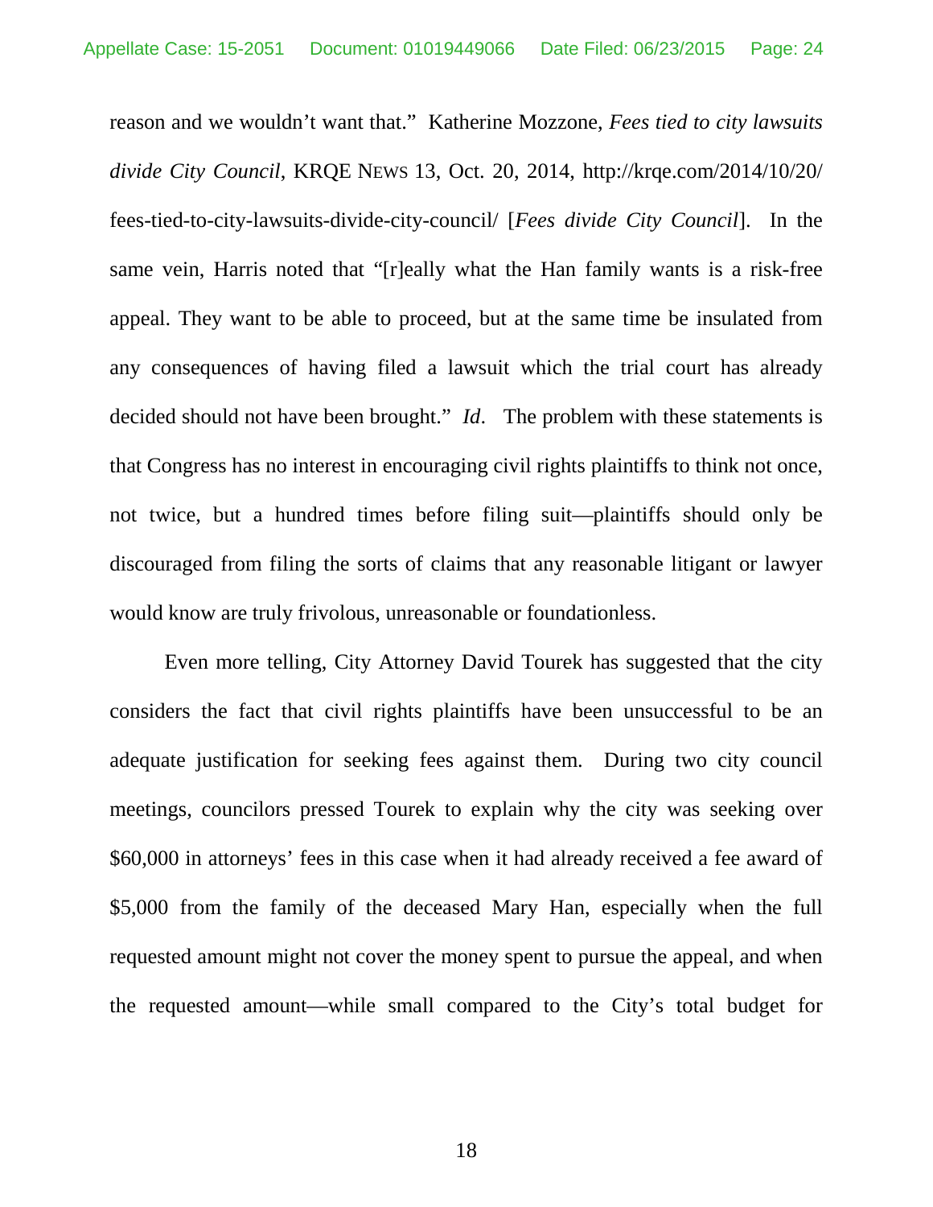reason and we wouldn't want that." Katherine Mozzone, *Fees tied to city lawsuits divide City Council*, KRQE NEWS 13, Oct. 20, 2014, http://krqe.com/2014/10/20/fees-tied-to-city-lawsuits-divide-city-council/ [*Fees divide City Council*]. In the same vein, Harris noted that "[r]eally what the Han family wants is a risk-free appeal. They want to be able to proceed, but at the same time be insulated from any consequences of having filed a lawsuit which the trial court has already decided should not have been brought." *Id*. The problem with these statements is that Congress has no interest in encouraging civil rights plaintiffs to think not once, not twice, but a hundred times before filing suit—plaintiffs should only be discouraged from filing the sorts of claims that any reasonable litigant or lawyer would know are truly frivolous, unreasonable or foundationless.

Even more telling, City Attorney David Tourek has suggested that the city considers the fact that civil rights plaintiffs have been unsuccessful to be an adequate justification for seeking fees against them. During two city council meetings, councilors pressed Tourek to explain why the city was seeking over $60,000 in attorneys' fees in this case when it had already received a fee award of $5,000 from the family of the deceased Mary Han, especially when the full requested amount might not cover the money spent to pursue the appeal, and when the requested amount—while small compared to the City's total budget for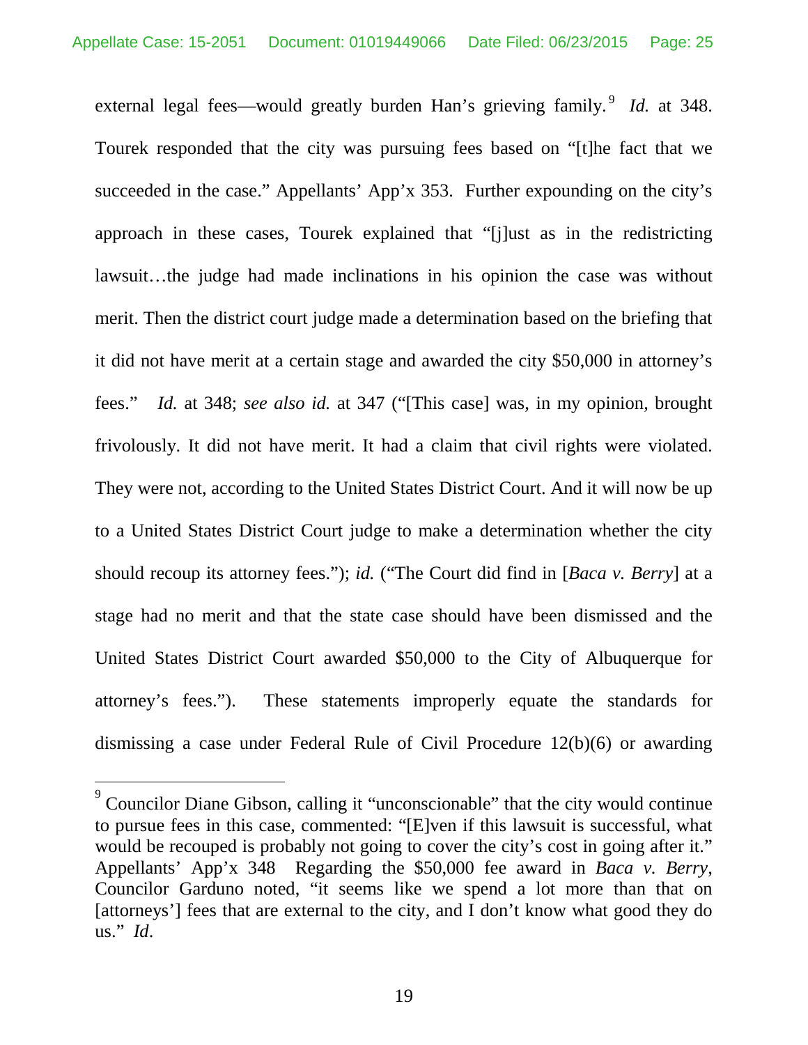external legal fees—would greatly burden Han's grieving family.[9] *Id.* at 348. Tourek responded that the city was pursuing fees based on "[t]he fact that we succeeded in the case." Appellants' App'x 353. Further expounding on the city's approach in these cases, Tourek explained that "[j]ust as in the redistricting lawsuit…the judge had made inclinations in his opinion the case was without merit. Then the district court judge made a determination based on the briefing that it did not have merit at a certain stage and awarded the city $50,000 in attorney's fees." *Id.* at 348; *see also id.* at 347 ("[This case] was, in my opinion, brought frivolously. It did not have merit. It had a claim that civil rights were violated. They were not, according to the United States District Court. And it will now be up to a United States District Court judge to make a determination whether the city should recoup its attorney fees."); *id.* ("The Court did find in [*Baca v. Berry*] at a stage had no merit and that the state case should have been dismissed and the United States District Court awarded $50,000 to the City of Albuquerque for attorney's fees."). These statements improperly equate the standards for dismissing a case under Federal Rule of Civil Procedure 12(b)(6) or awarding

[9] Councilor Diane Gibson, calling it "unconscionable" that the city would continue to pursue fees in this case, commented: "[E]ven if this lawsuit is successful, what would be recouped is probably not going to cover the city's cost in going after it." Appellants' App'x 348 Regarding the $50,000 fee award in *Baca v. Berry*, Councilor Garduno noted, "it seems like we spend a lot more than that on [attorneys'] fees that are external to the city, and I don't know what good they do us." *Id*.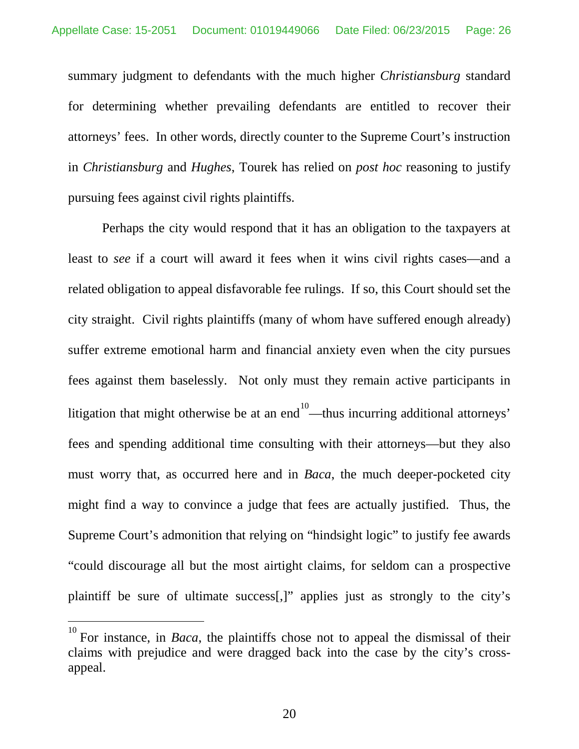summary judgment to defendants with the much higher *Christiansburg* standard for determining whether prevailing defendants are entitled to recover their attorneys' fees. In other words, directly counter to the Supreme Court's instruction in *Christiansburg* and *Hughes*, Tourek has relied on *post hoc* reasoning to justify pursuing fees against civil rights plaintiffs.

Perhaps the city would respond that it has an obligation to the taxpayers at least to *see* if a court will award it fees when it wins civil rights cases—and a related obligation to appeal disfavorable fee rulings. If so, this Court should set the city straight. Civil rights plaintiffs (many of whom have suffered enough already) suffer extreme emotional harm and financial anxiety even when the city pursues fees against them baselessly. Not only must they remain active participants in litigation that might otherwise be at an end[10]—thus incurring additional attorneys' fees and spending additional time consulting with their attorneys—but they also must worry that, as occurred here and in *Baca*, the much deeper-pocketed city might find a way to convince a judge that fees are actually justified. Thus, the Supreme Court's admonition that relying on "hindsight logic" to justify fee awards "could discourage all but the most airtight claims, for seldom can a prospective plaintiff be sure of ultimate success[,]" applies just as strongly to the city's

[10] For instance, in *Baca*, the plaintiffs chose not to appeal the dismissal of their claims with prejudice and were dragged back into the case by the city's cross-appeal.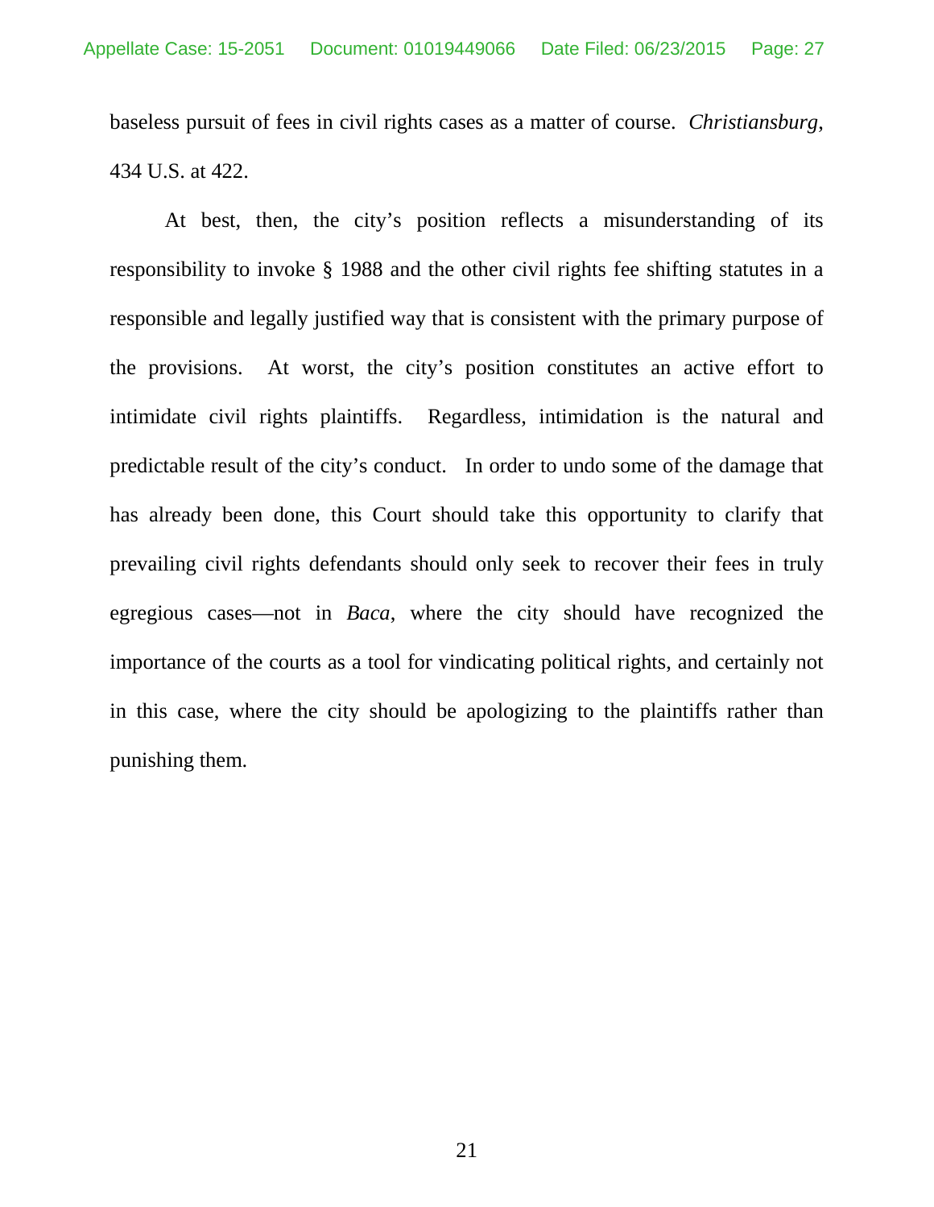baseless pursuit of fees in civil rights cases as a matter of course. *Christiansburg*, 434 U.S. at 422.

At best, then, the city's position reflects a misunderstanding of its responsibility to invoke § 1988 and the other civil rights fee shifting statutes in a responsible and legally justified way that is consistent with the primary purpose of the provisions. At worst, the city's position constitutes an active effort to intimidate civil rights plaintiffs. Regardless, intimidation is the natural and predictable result of the city's conduct. In order to undo some of the damage that has already been done, this Court should take this opportunity to clarify that prevailing civil rights defendants should only seek to recover their fees in truly egregious cases—not in *Baca*, where the city should have recognized the importance of the courts as a tool for vindicating political rights, and certainly not in this case, where the city should be apologizing to the plaintiffs rather than punishing them.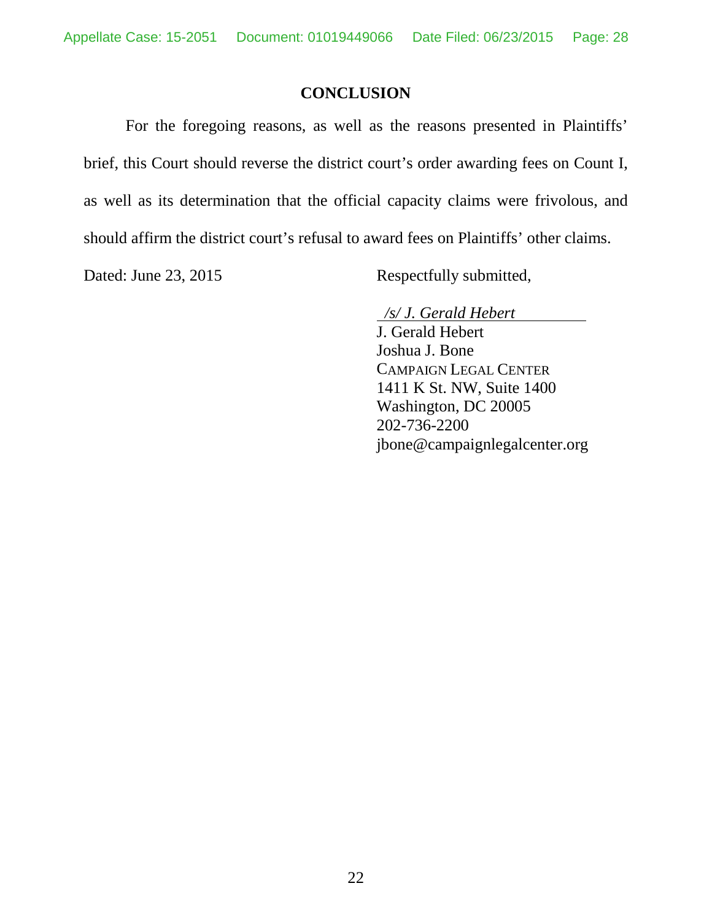## CONCLUSION

For the foregoing reasons, as well as the reasons presented in Plaintiffs' brief, this Court should reverse the district court's order awarding fees on Count I, as well as its determination that the official capacity claims were frivolous, and should affirm the district court's refusal to award fees on Plaintiffs' other claims.

Dated: June 23, 2015

Respectfully submitted,

*/s/ J. Gerald Hebert*
J. Gerald Hebert
Joshua J. Bone
CAMPAIGN LEGAL CENTER
1411 K St. NW, Suite 1400
Washington, DC 20005
202-736-2200
jbone@campaignlegalcenter.org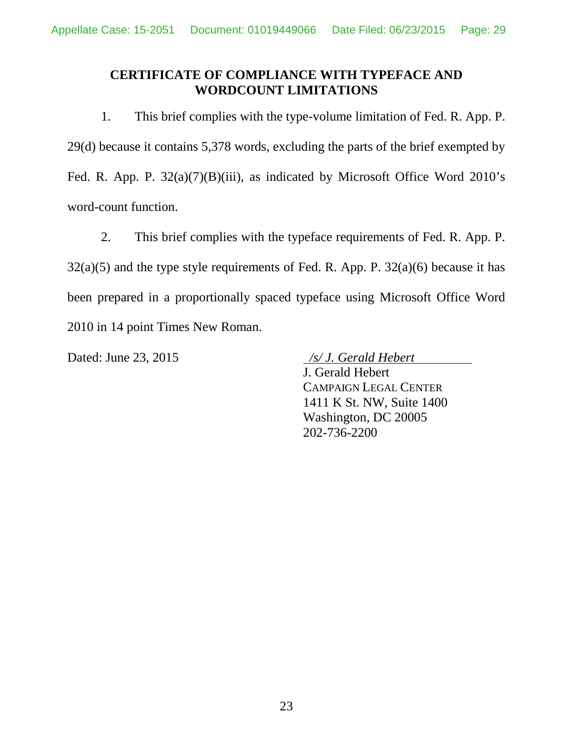**CERTIFICATE OF COMPLIANCE WITH TYPEFACE AND WORDCOUNT LIMITATIONS**

1. This brief complies with the type-volume limitation of Fed. R. App. P. 29(d) because it contains 5,378 words, excluding the parts of the brief exempted by Fed. R. App. P. 32(a)(7)(B)(iii), as indicated by Microsoft Office Word 2010's word-count function.

2. This brief complies with the typeface requirements of Fed. R. App. P. 32(a)(5) and the type style requirements of Fed. R. App. P. 32(a)(6) because it has been prepared in a proportionally spaced typeface using Microsoft Office Word 2010 in 14 point Times New Roman.

Dated: June 23, 2015

*/s/ J. Gerald Hebert*
J. Gerald Hebert
CAMPAIGN LEGAL CENTER
1411 K St. NW, Suite 1400
Washington, DC 20005
202-736-2200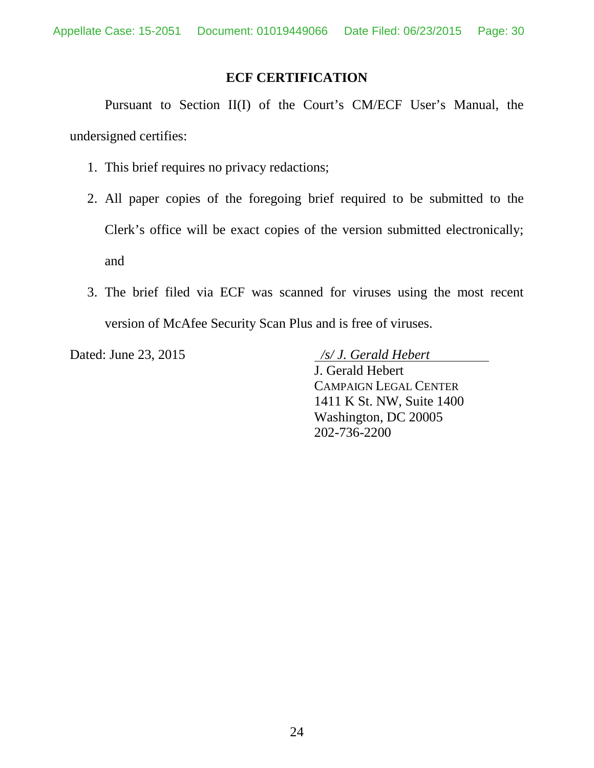## ECF CERTIFICATION

Pursuant to Section II(I) of the Court's CM/ECF User's Manual, the undersigned certifies:

1. This brief requires no privacy redactions;
2. All paper copies of the foregoing brief required to be submitted to the Clerk's office will be exact copies of the version submitted electronically; and
3. The brief filed via ECF was scanned for viruses using the most recent version of McAfee Security Scan Plus and is free of viruses.

Dated: June 23, 2015

*/s/ J. Gerald Hebert*
J. Gerald Hebert
CAMPAIGN LEGAL CENTER
1411 K St. NW, Suite 1400
Washington, DC 20005
202-736-2200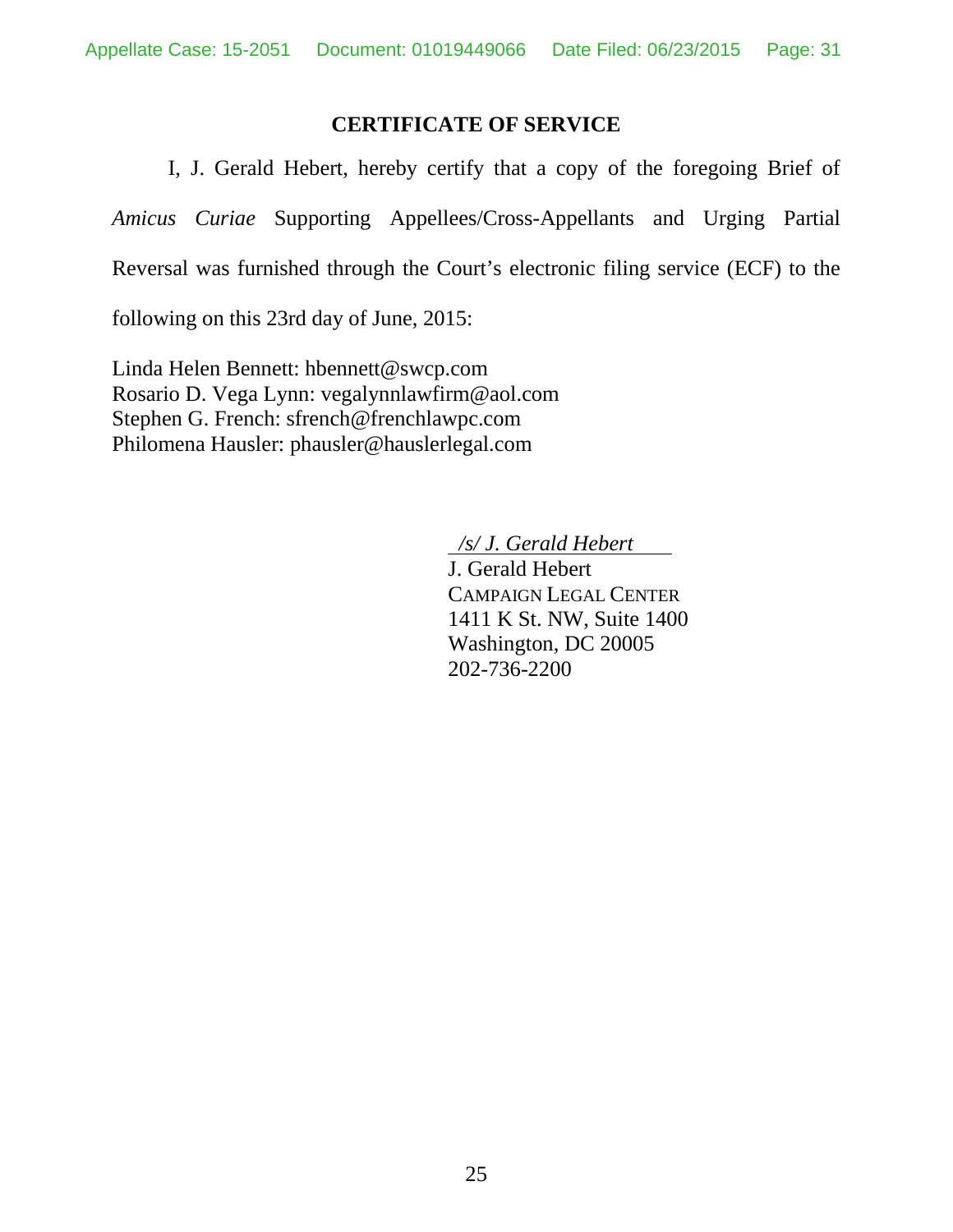## CERTIFICATE OF SERVICE

I, J. Gerald Hebert, hereby certify that a copy of the foregoing Brief of *Amicus Curiae* Supporting Appellees/Cross-Appellants and Urging Partial Reversal was furnished through the Court's electronic filing service (ECF) to the following on this 23rd day of June, 2015:

Linda Helen Bennett: hbennett@swcp.com
Rosario D. Vega Lynn: vegalynnlawfirm@aol.com
Stephen G. French: sfrench@frenchlawpc.com
Philomena Hausler: phausler@hauslerlegal.com

*/s/ J. Gerald Hebert*
J. Gerald Hebert
CAMPAIGN LEGAL CENTER
1411 K St. NW, Suite 1400
Washington, DC 20005
202-736-2200